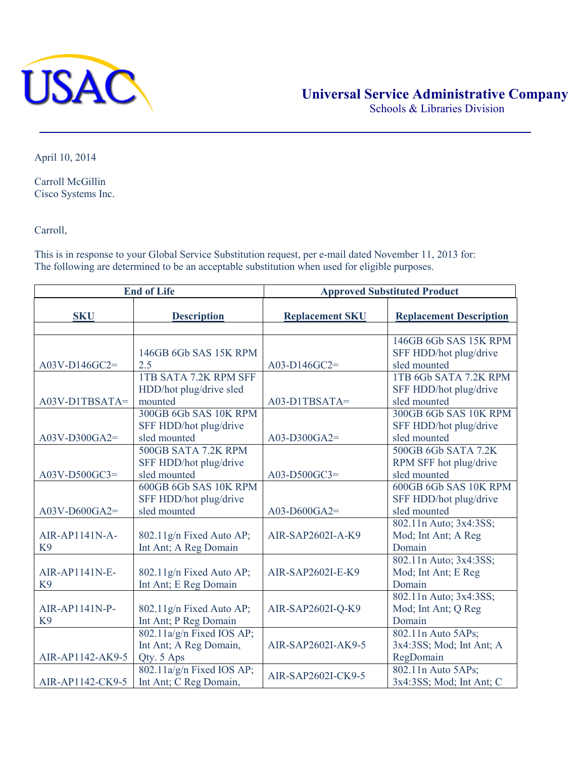# Universal Service Administrative Company

Schools & Libraries Division

April 10, 2014

Carroll McGillin
Cisco Systems Inc.

Carroll,

This is in response to your Global Service Substitution request, per e-mail dated November 11, 2013 for:
The following are determined to be an acceptable substitution when used for eligible purposes.

| End of Life | | Approved Substituted Product | |
|---|---|---|---|
| **SKU** | **Description** | **Replacement SKU** | **Replacement Description** |
| | | | |
| A03V-D146GC2= | 146GB 6Gb SAS 15K RPM 2.5 | A03-D146GC2= | 146GB 6Gb SAS 15K RPM SFF HDD/hot plug/drive sled mounted |
| A03V-D1TBSATA= | 1TB SATA 7.2K RPM SFF HDD/hot plug/drive sled mounted | A03-D1TBSATA= | 1TB 6Gb SATA 7.2K RPM SFF HDD/hot plug/drive sled mounted |
| A03V-D300GA2= | 300GB 6Gb SAS 10K RPM SFF HDD/hot plug/drive sled mounted | A03-D300GA2= | 300GB 6Gb SAS 10K RPM SFF HDD/hot plug/drive sled mounted |
| A03V-D500GC3= | 500GB SATA 7.2K RPM SFF HDD/hot plug/drive sled mounted | A03-D500GC3= | 500GB 6Gb SATA 7.2K RPM SFF hot plug/drive sled mounted |
| A03V-D600GA2= | 600GB 6Gb SAS 10K RPM SFF HDD/hot plug/drive sled mounted | A03-D600GA2= | 600GB 6Gb SAS 10K RPM SFF HDD/hot plug/drive sled mounted |
| AIR-AP1141N-A-K9 | 802.11g/n Fixed Auto AP; Int Ant; A Reg Domain | AIR-SAP2602I-A-K9 | 802.11n Auto; 3x4:3SS; Mod; Int Ant; A Reg Domain |
| AIR-AP1141N-E-K9 | 802.11g/n Fixed Auto AP; Int Ant; E Reg Domain | AIR-SAP2602I-E-K9 | 802.11n Auto; 3x4:3SS; Mod; Int Ant; E Reg Domain |
| AIR-AP1141N-P-K9 | 802.11g/n Fixed Auto AP; Int Ant; P Reg Domain | AIR-SAP2602I-Q-K9 | 802.11n Auto; 3x4:3SS; Mod; Int Ant; Q Reg Domain |
| AIR-AP1142-AK9-5 | 802.11a/g/n Fixed IOS AP; Int Ant; A Reg Domain, Qty. 5 Aps | AIR-SAP2602I-AK9-5 | 802.11n Auto 5APs; 3x4:3SS; Mod; Int Ant; A RegDomain |
| AIR-AP1142-CK9-5 | 802.11a/g/n Fixed IOS AP; Int Ant; C Reg Domain, | AIR-SAP2602I-CK9-5 | 802.11n Auto 5APs; 3x4:3SS; Mod; Int Ant; C |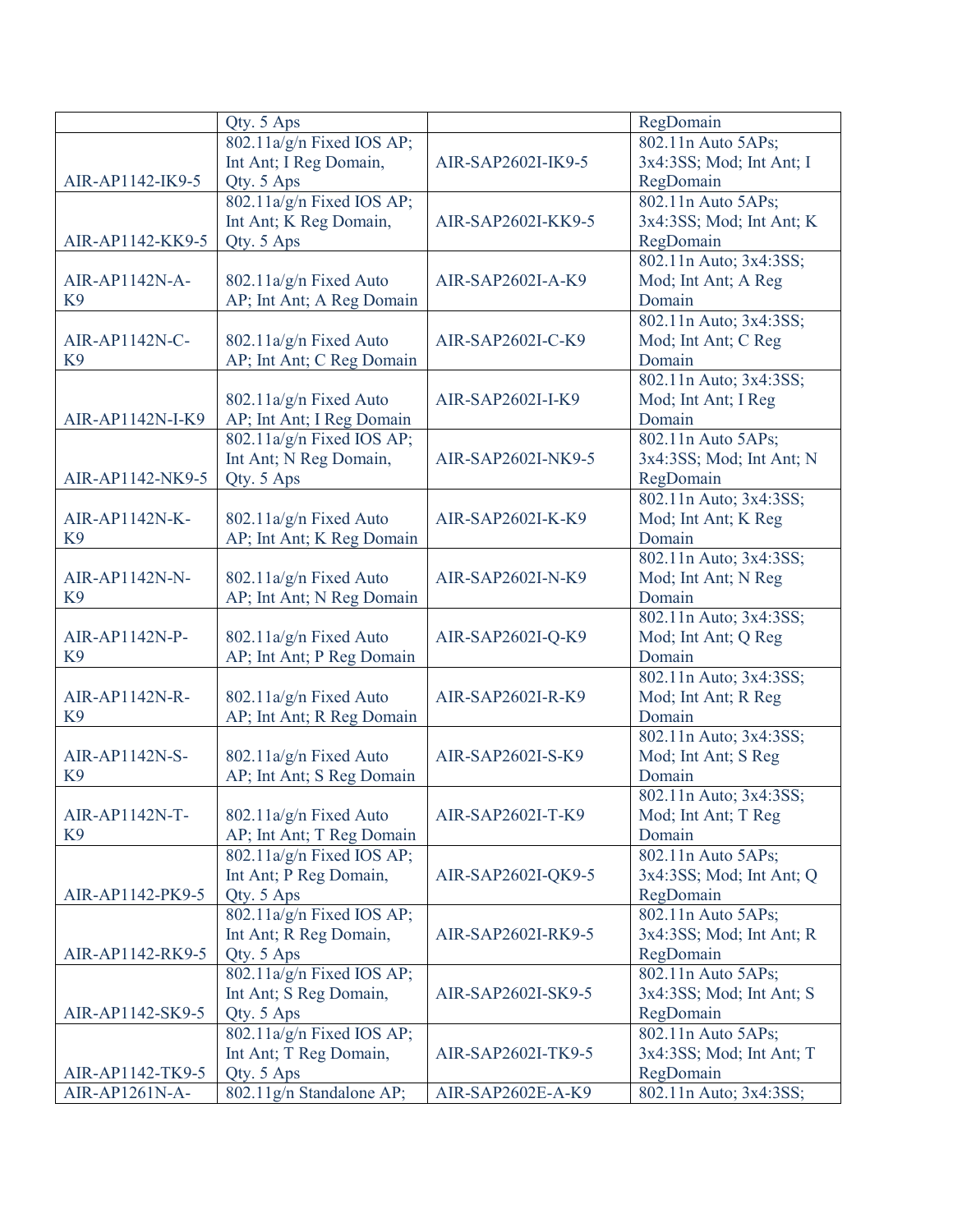| | | | |
|---|---|---|---|
| | Qty. 5 Aps | | RegDomain |
| AIR-AP1142-IK9-5 | 802.11a/g/n Fixed IOS AP; Int Ant; I Reg Domain, Qty. 5 Aps | AIR-SAP2602I-IK9-5 | 802.11n Auto 5APs; 3x4:3SS; Mod; Int Ant; I RegDomain |
| AIR-AP1142-KK9-5 | 802.11a/g/n Fixed IOS AP; Int Ant; K Reg Domain, Qty. 5 Aps | AIR-SAP2602I-KK9-5 | 802.11n Auto 5APs; 3x4:3SS; Mod; Int Ant; K RegDomain |
| AIR-AP1142N-A-K9 | 802.11a/g/n Fixed Auto AP; Int Ant; A Reg Domain | AIR-SAP2602I-A-K9 | 802.11n Auto; 3x4:3SS; Mod; Int Ant; A Reg Domain |
| AIR-AP1142N-C-K9 | 802.11a/g/n Fixed Auto AP; Int Ant; C Reg Domain | AIR-SAP2602I-C-K9 | 802.11n Auto; 3x4:3SS; Mod; Int Ant; C Reg Domain |
| AIR-AP1142N-I-K9 | 802.11a/g/n Fixed Auto AP; Int Ant; I Reg Domain | AIR-SAP2602I-I-K9 | 802.11n Auto; 3x4:3SS; Mod; Int Ant; I Reg Domain |
| AIR-AP1142-NK9-5 | 802.11a/g/n Fixed IOS AP; Int Ant; N Reg Domain, Qty. 5 Aps | AIR-SAP2602I-NK9-5 | 802.11n Auto 5APs; 3x4:3SS; Mod; Int Ant; N RegDomain |
| AIR-AP1142N-K-K9 | 802.11a/g/n Fixed Auto AP; Int Ant; K Reg Domain | AIR-SAP2602I-K-K9 | 802.11n Auto; 3x4:3SS; Mod; Int Ant; K Reg Domain |
| AIR-AP1142N-N-K9 | 802.11a/g/n Fixed Auto AP; Int Ant; N Reg Domain | AIR-SAP2602I-N-K9 | 802.11n Auto; 3x4:3SS; Mod; Int Ant; N Reg Domain |
| AIR-AP1142N-P-K9 | 802.11a/g/n Fixed Auto AP; Int Ant; P Reg Domain | AIR-SAP2602I-Q-K9 | 802.11n Auto; 3x4:3SS; Mod; Int Ant; Q Reg Domain |
| AIR-AP1142N-R-K9 | 802.11a/g/n Fixed Auto AP; Int Ant; R Reg Domain | AIR-SAP2602I-R-K9 | 802.11n Auto; 3x4:3SS; Mod; Int Ant; R Reg Domain |
| AIR-AP1142N-S-K9 | 802.11a/g/n Fixed Auto AP; Int Ant; S Reg Domain | AIR-SAP2602I-S-K9 | 802.11n Auto; 3x4:3SS; Mod; Int Ant; S Reg Domain |
| AIR-AP1142N-T-K9 | 802.11a/g/n Fixed Auto AP; Int Ant; T Reg Domain | AIR-SAP2602I-T-K9 | 802.11n Auto; 3x4:3SS; Mod; Int Ant; T Reg Domain |
| AIR-AP1142-PK9-5 | 802.11a/g/n Fixed IOS AP; Int Ant; P Reg Domain, Qty. 5 Aps | AIR-SAP2602I-QK9-5 | 802.11n Auto 5APs; 3x4:3SS; Mod; Int Ant; Q RegDomain |
| AIR-AP1142-RK9-5 | 802.11a/g/n Fixed IOS AP; Int Ant; R Reg Domain, Qty. 5 Aps | AIR-SAP2602I-RK9-5 | 802.11n Auto 5APs; 3x4:3SS; Mod; Int Ant; R RegDomain |
| AIR-AP1142-SK9-5 | 802.11a/g/n Fixed IOS AP; Int Ant; S Reg Domain, Qty. 5 Aps | AIR-SAP2602I-SK9-5 | 802.11n Auto 5APs; 3x4:3SS; Mod; Int Ant; S RegDomain |
| AIR-AP1142-TK9-5 | 802.11a/g/n Fixed IOS AP; Int Ant; T Reg Domain, Qty. 5 Aps | AIR-SAP2602I-TK9-5 | 802.11n Auto 5APs; 3x4:3SS; Mod; Int Ant; T RegDomain |
| AIR-AP1261N-A- | 802.11g/n Standalone AP; | AIR-SAP2602E-A-K9 | 802.11n Auto; 3x4:3SS; |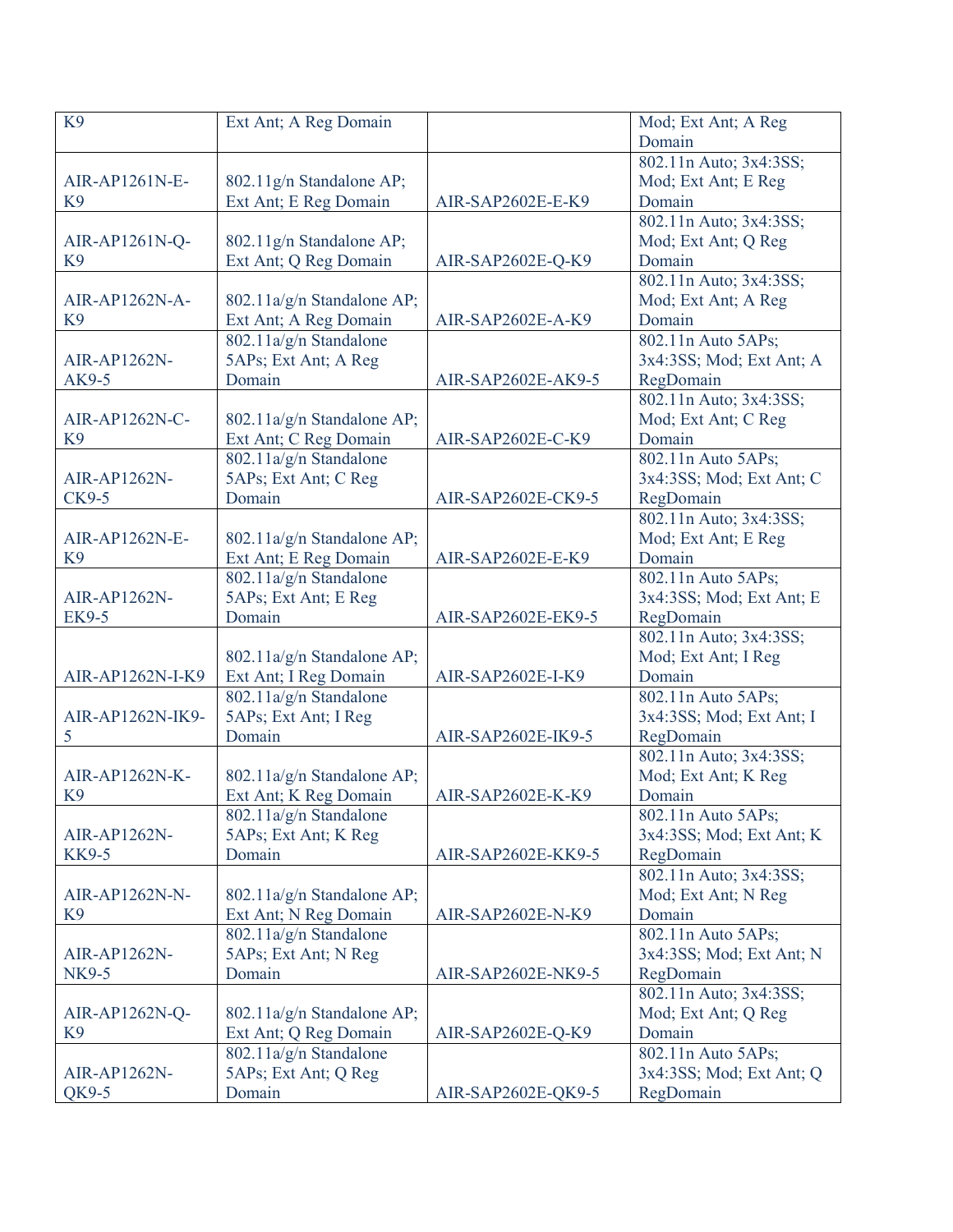| K9 | Ext Ant; A Reg Domain | | Mod; Ext Ant; A Reg Domain |
|---|---|---|---|
| AIR-AP1261N-E-K9 | 802.11g/n Standalone AP; Ext Ant; E Reg Domain | AIR-SAP2602E-E-K9 | 802.11n Auto; 3x4:3SS; Mod; Ext Ant; E Reg Domain |
| AIR-AP1261N-Q-K9 | 802.11g/n Standalone AP; Ext Ant; Q Reg Domain | AIR-SAP2602E-Q-K9 | 802.11n Auto; 3x4:3SS; Mod; Ext Ant; Q Reg Domain |
| AIR-AP1262N-A-K9 | 802.11a/g/n Standalone AP; Ext Ant; A Reg Domain | AIR-SAP2602E-A-K9 | 802.11n Auto; 3x4:3SS; Mod; Ext Ant; A Reg Domain |
| AIR-AP1262N-AK9-5 | 802.11a/g/n Standalone 5APs; Ext Ant; A Reg Domain | AIR-SAP2602E-AK9-5 | 802.11n Auto 5APs; 3x4:3SS; Mod; Ext Ant; A RegDomain |
| AIR-AP1262N-C-K9 | 802.11a/g/n Standalone AP; Ext Ant; C Reg Domain | AIR-SAP2602E-C-K9 | 802.11n Auto; 3x4:3SS; Mod; Ext Ant; C Reg Domain |
| AIR-AP1262N-CK9-5 | 802.11a/g/n Standalone 5APs; Ext Ant; C Reg Domain | AIR-SAP2602E-CK9-5 | 802.11n Auto 5APs; 3x4:3SS; Mod; Ext Ant; C RegDomain |
| AIR-AP1262N-E-K9 | 802.11a/g/n Standalone AP; Ext Ant; E Reg Domain | AIR-SAP2602E-E-K9 | 802.11n Auto; 3x4:3SS; Mod; Ext Ant; E Reg Domain |
| AIR-AP1262N-EK9-5 | 802.11a/g/n Standalone 5APs; Ext Ant; E Reg Domain | AIR-SAP2602E-EK9-5 | 802.11n Auto 5APs; 3x4:3SS; Mod; Ext Ant; E RegDomain |
| AIR-AP1262N-I-K9 | 802.11a/g/n Standalone AP; Ext Ant; I Reg Domain | AIR-SAP2602E-I-K9 | 802.11n Auto; 3x4:3SS; Mod; Ext Ant; I Reg Domain |
| AIR-AP1262N-IK9-5 | 802.11a/g/n Standalone 5APs; Ext Ant; I Reg Domain | AIR-SAP2602E-IK9-5 | 802.11n Auto 5APs; 3x4:3SS; Mod; Ext Ant; I RegDomain |
| AIR-AP1262N-K-K9 | 802.11a/g/n Standalone AP; Ext Ant; K Reg Domain | AIR-SAP2602E-K-K9 | 802.11n Auto; 3x4:3SS; Mod; Ext Ant; K Reg Domain |
| AIR-AP1262N-KK9-5 | 802.11a/g/n Standalone 5APs; Ext Ant; K Reg Domain | AIR-SAP2602E-KK9-5 | 802.11n Auto 5APs; 3x4:3SS; Mod; Ext Ant; K RegDomain |
| AIR-AP1262N-N-K9 | 802.11a/g/n Standalone AP; Ext Ant; N Reg Domain | AIR-SAP2602E-N-K9 | 802.11n Auto; 3x4:3SS; Mod; Ext Ant; N Reg Domain |
| AIR-AP1262N-NK9-5 | 802.11a/g/n Standalone 5APs; Ext Ant; N Reg Domain | AIR-SAP2602E-NK9-5 | 802.11n Auto 5APs; 3x4:3SS; Mod; Ext Ant; N RegDomain |
| AIR-AP1262N-Q-K9 | 802.11a/g/n Standalone AP; Ext Ant; Q Reg Domain | AIR-SAP2602E-Q-K9 | 802.11n Auto; 3x4:3SS; Mod; Ext Ant; Q Reg Domain |
| AIR-AP1262N-QK9-5 | 802.11a/g/n Standalone 5APs; Ext Ant; Q Reg Domain | AIR-SAP2602E-QK9-5 | 802.11n Auto 5APs; 3x4:3SS; Mod; Ext Ant; Q RegDomain |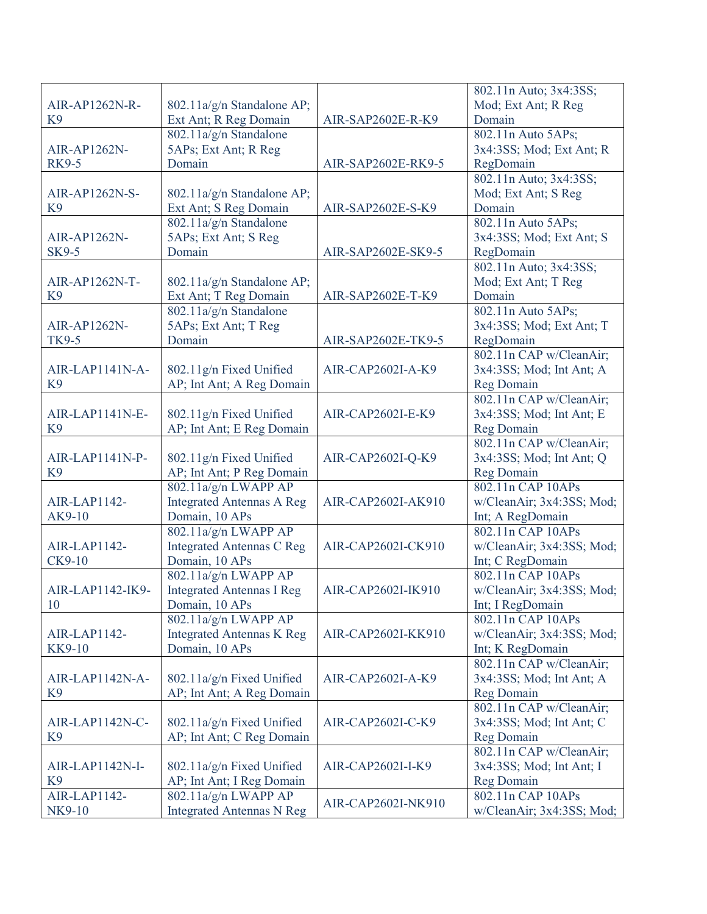| AIR-AP1262N-R-K9 | 802.11a/g/n Standalone AP; Ext Ant; R Reg Domain | AIR-SAP2602E-R-K9 | 802.11n Auto; 3x4:3SS; Mod; Ext Ant; R Reg Domain |
|---|---|---|---|
| AIR-AP1262N-RK9-5 | 802.11a/g/n Standalone 5APs; Ext Ant; R Reg Domain | AIR-SAP2602E-RK9-5 | 802.11n Auto 5APs; 3x4:3SS; Mod; Ext Ant; R RegDomain |
| AIR-AP1262N-S-K9 | 802.11a/g/n Standalone AP; Ext Ant; S Reg Domain | AIR-SAP2602E-S-K9 | 802.11n Auto; 3x4:3SS; Mod; Ext Ant; S Reg Domain |
| AIR-AP1262N-SK9-5 | 802.11a/g/n Standalone 5APs; Ext Ant; S Reg Domain | AIR-SAP2602E-SK9-5 | 802.11n Auto 5APs; 3x4:3SS; Mod; Ext Ant; S RegDomain |
| AIR-AP1262N-T-K9 | 802.11a/g/n Standalone AP; Ext Ant; T Reg Domain | AIR-SAP2602E-T-K9 | 802.11n Auto; 3x4:3SS; Mod; Ext Ant; T Reg Domain |
| AIR-AP1262N-TK9-5 | 802.11a/g/n Standalone 5APs; Ext Ant; T Reg Domain | AIR-SAP2602E-TK9-5 | 802.11n Auto 5APs; 3x4:3SS; Mod; Ext Ant; T RegDomain |
| AIR-LAP1141N-A-K9 | 802.11g/n Fixed Unified AP; Int Ant; A Reg Domain | AIR-CAP2602I-A-K9 | 802.11n CAP w/CleanAir; 3x4:3SS; Mod; Int Ant; A Reg Domain |
| AIR-LAP1141N-E-K9 | 802.11g/n Fixed Unified AP; Int Ant; E Reg Domain | AIR-CAP2602I-E-K9 | 802.11n CAP w/CleanAir; 3x4:3SS; Mod; Int Ant; E Reg Domain |
| AIR-LAP1141N-P-K9 | 802.11g/n Fixed Unified AP; Int Ant; P Reg Domain | AIR-CAP2602I-Q-K9 | 802.11n CAP w/CleanAir; 3x4:3SS; Mod; Int Ant; Q Reg Domain |
| AIR-LAP1142-AK9-10 | 802.11a/g/n LWAPP AP Integrated Antennas A Reg Domain, 10 APs | AIR-CAP2602I-AK910 | 802.11n CAP 10APs w/CleanAir; 3x4:3SS; Mod; Int; A RegDomain |
| AIR-LAP1142-CK9-10 | 802.11a/g/n LWAPP AP Integrated Antennas C Reg Domain, 10 APs | AIR-CAP2602I-CK910 | 802.11n CAP 10APs w/CleanAir; 3x4:3SS; Mod; Int; C RegDomain |
| AIR-LAP1142-IK9-10 | 802.11a/g/n LWAPP AP Integrated Antennas I Reg Domain, 10 APs | AIR-CAP2602I-IK910 | 802.11n CAP 10APs w/CleanAir; 3x4:3SS; Mod; Int; I RegDomain |
| AIR-LAP1142-KK9-10 | 802.11a/g/n LWAPP AP Integrated Antennas K Reg Domain, 10 APs | AIR-CAP2602I-KK910 | 802.11n CAP 10APs w/CleanAir; 3x4:3SS; Mod; Int; K RegDomain |
| AIR-LAP1142N-A-K9 | 802.11a/g/n Fixed Unified AP; Int Ant; A Reg Domain | AIR-CAP2602I-A-K9 | 802.11n CAP w/CleanAir; 3x4:3SS; Mod; Int Ant; A Reg Domain |
| AIR-LAP1142N-C-K9 | 802.11a/g/n Fixed Unified AP; Int Ant; C Reg Domain | AIR-CAP2602I-C-K9 | 802.11n CAP w/CleanAir; 3x4:3SS; Mod; Int Ant; C Reg Domain |
| AIR-LAP1142N-I-K9 | 802.11a/g/n Fixed Unified AP; Int Ant; I Reg Domain | AIR-CAP2602I-I-K9 | 802.11n CAP w/CleanAir; 3x4:3SS; Mod; Int Ant; I Reg Domain |
| AIR-LAP1142-NK9-10 | 802.11a/g/n LWAPP AP Integrated Antennas N Reg | AIR-CAP2602I-NK910 | 802.11n CAP 10APs w/CleanAir; 3x4:3SS; Mod; |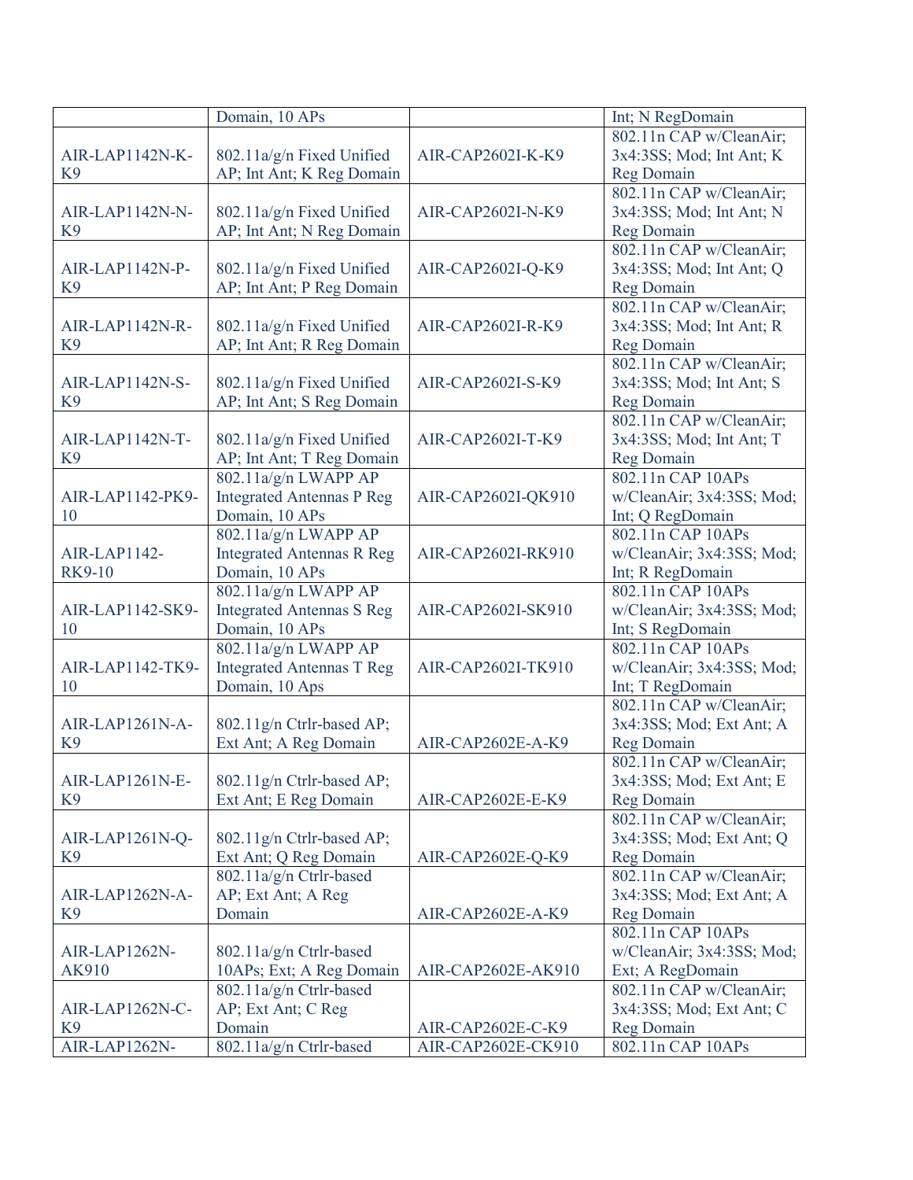|  |  |  |  |
|---|---|---|---|
|  | Domain, 10 APs |  | Int; N RegDomain |
| AIR-LAP1142N-K-K9 | 802.11a/g/n Fixed Unified AP; Int Ant; K Reg Domain | AIR-CAP2602I-K-K9 | 802.11n CAP w/CleanAir; 3x4:3SS; Mod; Int Ant; K Reg Domain |
| AIR-LAP1142N-N-K9 | 802.11a/g/n Fixed Unified AP; Int Ant; N Reg Domain | AIR-CAP2602I-N-K9 | 802.11n CAP w/CleanAir; 3x4:3SS; Mod; Int Ant; N Reg Domain |
| AIR-LAP1142N-P-K9 | 802.11a/g/n Fixed Unified AP; Int Ant; P Reg Domain | AIR-CAP2602I-Q-K9 | 802.11n CAP w/CleanAir; 3x4:3SS; Mod; Int Ant; Q Reg Domain |
| AIR-LAP1142N-R-K9 | 802.11a/g/n Fixed Unified AP; Int Ant; R Reg Domain | AIR-CAP2602I-R-K9 | 802.11n CAP w/CleanAir; 3x4:3SS; Mod; Int Ant; R Reg Domain |
| AIR-LAP1142N-S-K9 | 802.11a/g/n Fixed Unified AP; Int Ant; S Reg Domain | AIR-CAP2602I-S-K9 | 802.11n CAP w/CleanAir; 3x4:3SS; Mod; Int Ant; S Reg Domain |
| AIR-LAP1142N-T-K9 | 802.11a/g/n Fixed Unified AP; Int Ant; T Reg Domain | AIR-CAP2602I-T-K9 | 802.11n CAP w/CleanAir; 3x4:3SS; Mod; Int Ant; T Reg Domain |
| AIR-LAP1142-PK9-10 | 802.11a/g/n LWAPP AP Integrated Antennas P Reg Domain, 10 APs | AIR-CAP2602I-QK910 | 802.11n CAP 10APs w/CleanAir; 3x4:3SS; Mod; Int; Q RegDomain |
| AIR-LAP1142-RK9-10 | 802.11a/g/n LWAPP AP Integrated Antennas R Reg Domain, 10 APs | AIR-CAP2602I-RK910 | 802.11n CAP 10APs w/CleanAir; 3x4:3SS; Mod; Int; R RegDomain |
| AIR-LAP1142-SK9-10 | 802.11a/g/n LWAPP AP Integrated Antennas S Reg Domain, 10 APs | AIR-CAP2602I-SK910 | 802.11n CAP 10APs w/CleanAir; 3x4:3SS; Mod; Int; S RegDomain |
| AIR-LAP1142-TK9-10 | 802.11a/g/n LWAPP AP Integrated Antennas T Reg Domain, 10 Aps | AIR-CAP2602I-TK910 | 802.11n CAP 10APs w/CleanAir; 3x4:3SS; Mod; Int; T RegDomain |
| AIR-LAP1261N-A-K9 | 802.11g/n Ctrlr-based AP; Ext Ant; A Reg Domain | AIR-CAP2602E-A-K9 | 802.11n CAP w/CleanAir; 3x4:3SS; Mod; Ext Ant; A Reg Domain |
| AIR-LAP1261N-E-K9 | 802.11g/n Ctrlr-based AP; Ext Ant; E Reg Domain | AIR-CAP2602E-E-K9 | 802.11n CAP w/CleanAir; 3x4:3SS; Mod; Ext Ant; E Reg Domain |
| AIR-LAP1261N-Q-K9 | 802.11g/n Ctrlr-based AP; Ext Ant; Q Reg Domain | AIR-CAP2602E-Q-K9 | 802.11n CAP w/CleanAir; 3x4:3SS; Mod; Ext Ant; Q Reg Domain |
| AIR-LAP1262N-A-K9 | 802.11a/g/n Ctrlr-based AP; Ext Ant; A Reg Domain | AIR-CAP2602E-A-K9 | 802.11n CAP w/CleanAir; 3x4:3SS; Mod; Ext Ant; A Reg Domain |
| AIR-LAP1262N-AK910 | 802.11a/g/n Ctrlr-based 10APs; Ext; A Reg Domain | AIR-CAP2602E-AK910 | 802.11n CAP 10APs w/CleanAir; 3x4:3SS; Mod; Ext; A RegDomain |
| AIR-LAP1262N-C-K9 | 802.11a/g/n Ctrlr-based AP; Ext Ant; C Reg Domain | AIR-CAP2602E-C-K9 | 802.11n CAP w/CleanAir; 3x4:3SS; Mod; Ext Ant; C Reg Domain |
| AIR-LAP1262N- | 802.11a/g/n Ctrlr-based | AIR-CAP2602E-CK910 | 802.11n CAP 10APs |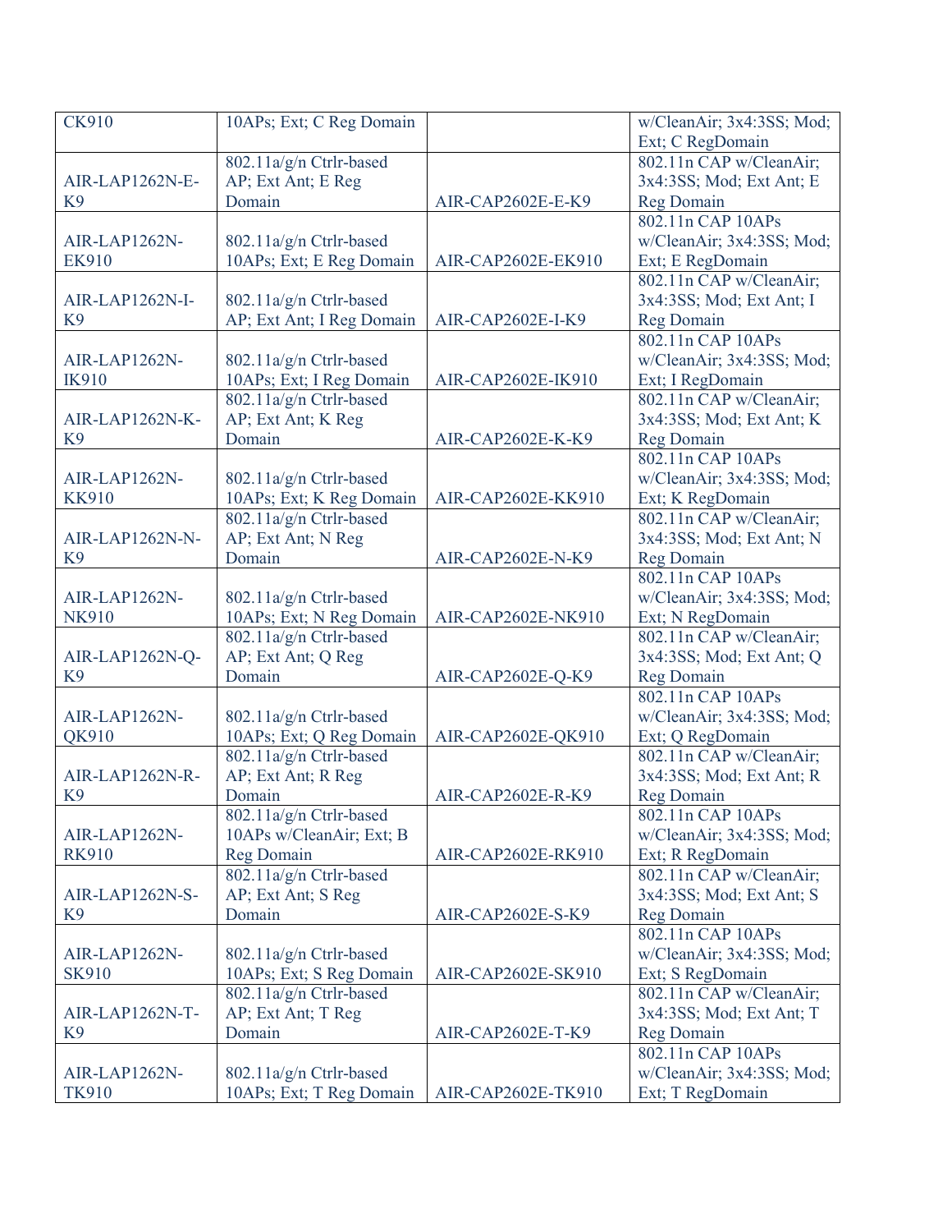| CK910 | 10APs; Ext; C Reg Domain | | w/CleanAir; 3x4:3SS; Mod; Ext; C RegDomain |
|---|---|---|---|
| AIR-LAP1262N-E-K9 | 802.11a/g/n Ctrlr-based AP; Ext Ant; E Reg Domain | AIR-CAP2602E-E-K9 | 802.11n CAP w/CleanAir; 3x4:3SS; Mod; Ext Ant; E Reg Domain |
| AIR-LAP1262N-EK910 | 802.11a/g/n Ctrlr-based 10APs; Ext; E Reg Domain | AIR-CAP2602E-EK910 | 802.11n CAP 10APs w/CleanAir; 3x4:3SS; Mod; Ext; E RegDomain |
| AIR-LAP1262N-I-K9 | 802.11a/g/n Ctrlr-based AP; Ext Ant; I Reg Domain | AIR-CAP2602E-I-K9 | 802.11n CAP w/CleanAir; 3x4:3SS; Mod; Ext Ant; I Reg Domain |
| AIR-LAP1262N-IK910 | 802.11a/g/n Ctrlr-based 10APs; Ext; I Reg Domain | AIR-CAP2602E-IK910 | 802.11n CAP 10APs w/CleanAir; 3x4:3SS; Mod; Ext; I RegDomain |
| AIR-LAP1262N-K-K9 | 802.11a/g/n Ctrlr-based AP; Ext Ant; K Reg Domain | AIR-CAP2602E-K-K9 | 802.11n CAP w/CleanAir; 3x4:3SS; Mod; Ext Ant; K Reg Domain |
| AIR-LAP1262N-KK910 | 802.11a/g/n Ctrlr-based 10APs; Ext; K Reg Domain | AIR-CAP2602E-KK910 | 802.11n CAP 10APs w/CleanAir; 3x4:3SS; Mod; Ext; K RegDomain |
| AIR-LAP1262N-N-K9 | 802.11a/g/n Ctrlr-based AP; Ext Ant; N Reg Domain | AIR-CAP2602E-N-K9 | 802.11n CAP w/CleanAir; 3x4:3SS; Mod; Ext Ant; N Reg Domain |
| AIR-LAP1262N-NK910 | 802.11a/g/n Ctrlr-based 10APs; Ext; N Reg Domain | AIR-CAP2602E-NK910 | 802.11n CAP 10APs w/CleanAir; 3x4:3SS; Mod; Ext; N RegDomain |
| AIR-LAP1262N-Q-K9 | 802.11a/g/n Ctrlr-based AP; Ext Ant; Q Reg Domain | AIR-CAP2602E-Q-K9 | 802.11n CAP w/CleanAir; 3x4:3SS; Mod; Ext Ant; Q Reg Domain |
| AIR-LAP1262N-QK910 | 802.11a/g/n Ctrlr-based 10APs; Ext; Q Reg Domain | AIR-CAP2602E-QK910 | 802.11n CAP 10APs w/CleanAir; 3x4:3SS; Mod; Ext; Q RegDomain |
| AIR-LAP1262N-R-K9 | 802.11a/g/n Ctrlr-based AP; Ext Ant; R Reg Domain | AIR-CAP2602E-R-K9 | 802.11n CAP w/CleanAir; 3x4:3SS; Mod; Ext Ant; R Reg Domain |
| AIR-LAP1262N-RK910 | 802.11a/g/n Ctrlr-based 10APs w/CleanAir; Ext; B Reg Domain | AIR-CAP2602E-RK910 | 802.11n CAP 10APs w/CleanAir; 3x4:3SS; Mod; Ext; R RegDomain |
| AIR-LAP1262N-S-K9 | 802.11a/g/n Ctrlr-based AP; Ext Ant; S Reg Domain | AIR-CAP2602E-S-K9 | 802.11n CAP w/CleanAir; 3x4:3SS; Mod; Ext Ant; S Reg Domain |
| AIR-LAP1262N-SK910 | 802.11a/g/n Ctrlr-based 10APs; Ext; S Reg Domain | AIR-CAP2602E-SK910 | 802.11n CAP 10APs w/CleanAir; 3x4:3SS; Mod; Ext; S RegDomain |
| AIR-LAP1262N-T-K9 | 802.11a/g/n Ctrlr-based AP; Ext Ant; T Reg Domain | AIR-CAP2602E-T-K9 | 802.11n CAP w/CleanAir; 3x4:3SS; Mod; Ext Ant; T Reg Domain |
| AIR-LAP1262N-TK910 | 802.11a/g/n Ctrlr-based 10APs; Ext; T Reg Domain | AIR-CAP2602E-TK910 | 802.11n CAP 10APs w/CleanAir; 3x4:3SS; Mod; Ext; T RegDomain |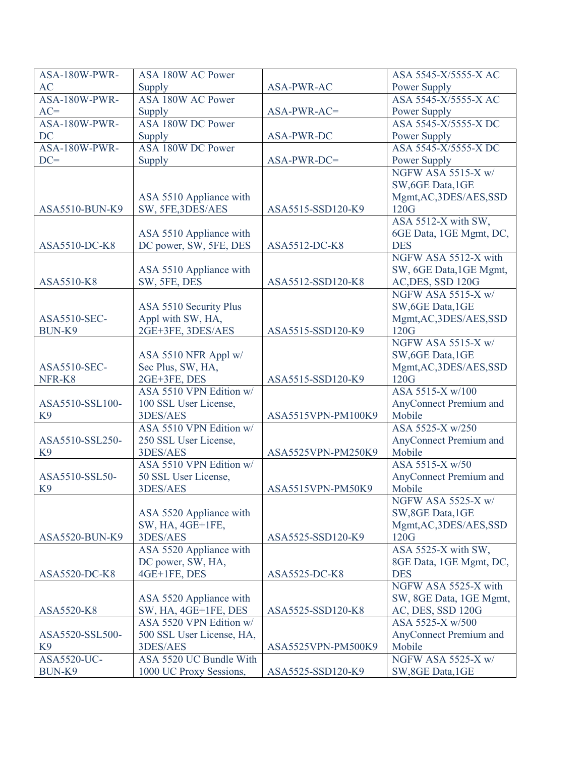| ASA-180W-PWR-AC | ASA 180W AC Power Supply | ASA-PWR-AC | ASA 5545-X/5555-X AC Power Supply |
|---|---|---|---|
| ASA-180W-PWR-AC= | ASA 180W AC Power Supply | ASA-PWR-AC= | ASA 5545-X/5555-X AC Power Supply |
| ASA-180W-PWR-DC | ASA 180W DC Power Supply | ASA-PWR-DC | ASA 5545-X/5555-X DC Power Supply |
| ASA-180W-PWR-DC= | ASA 180W DC Power Supply | ASA-PWR-DC= | ASA 5545-X/5555-X DC Power Supply |
| ASA5510-BUN-K9 | ASA 5510 Appliance with SW, 5FE,3DES/AES | ASA5515-SSD120-K9 | NGFW ASA 5515-X w/ SW,6GE Data,1GE Mgmt,AC,3DES/AES,SSD 120G |
| ASA5510-DC-K8 | ASA 5510 Appliance with DC power, SW, 5FE, DES | ASA5512-DC-K8 | ASA 5512-X with SW, 6GE Data, 1GE Mgmt, DC, DES |
| ASA5510-K8 | ASA 5510 Appliance with SW, 5FE, DES | ASA5512-SSD120-K8 | NGFW ASA 5512-X with SW, 6GE Data,1GE Mgmt, AC,DES, SSD 120G |
| ASA5510-SEC-BUN-K9 | ASA 5510 Security Plus Appl with SW, HA, 2GE+3FE, 3DES/AES | ASA5515-SSD120-K9 | NGFW ASA 5515-X w/ SW,6GE Data,1GE Mgmt,AC,3DES/AES,SSD 120G |
| ASA5510-SEC-NFR-K8 | ASA 5510 NFR Appl w/ Sec Plus, SW, HA, 2GE+3FE, DES | ASA5515-SSD120-K9 | NGFW ASA 5515-X w/ SW,6GE Data,1GE Mgmt,AC,3DES/AES,SSD 120G |
| ASA5510-SSL100-K9 | ASA 5510 VPN Edition w/ 100 SSL User License, 3DES/AES | ASA5515VPN-PM100K9 | ASA 5515-X w/100 AnyConnect Premium and Mobile |
| ASA5510-SSL250-K9 | ASA 5510 VPN Edition w/ 250 SSL User License, 3DES/AES | ASA5525VPN-PM250K9 | ASA 5525-X w/250 AnyConnect Premium and Mobile |
| ASA5510-SSL50-K9 | ASA 5510 VPN Edition w/ 50 SSL User License, 3DES/AES | ASA5515VPN-PM50K9 | ASA 5515-X w/50 AnyConnect Premium and Mobile |
| ASA5520-BUN-K9 | ASA 5520 Appliance with SW, HA, 4GE+1FE, 3DES/AES | ASA5525-SSD120-K9 | NGFW ASA 5525-X w/ SW,8GE Data,1GE Mgmt,AC,3DES/AES,SSD 120G |
| ASA5520-DC-K8 | ASA 5520 Appliance with DC power, SW, HA, 4GE+1FE, DES | ASA5525-DC-K8 | ASA 5525-X with SW, 8GE Data, 1GE Mgmt, DC, DES |
| ASA5520-K8 | ASA 5520 Appliance with SW, HA, 4GE+1FE, DES | ASA5525-SSD120-K8 | NGFW ASA 5525-X with SW, 8GE Data, 1GE Mgmt, AC, DES, SSD 120G |
| ASA5520-SSL500-K9 | ASA 5520 VPN Edition w/ 500 SSL User License, HA, 3DES/AES | ASA5525VPN-PM500K9 | ASA 5525-X w/500 AnyConnect Premium and Mobile |
| ASA5520-UC-BUN-K9 | ASA 5520 UC Bundle With 1000 UC Proxy Sessions, | ASA5525-SSD120-K9 | NGFW ASA 5525-X w/ SW,8GE Data,1GE |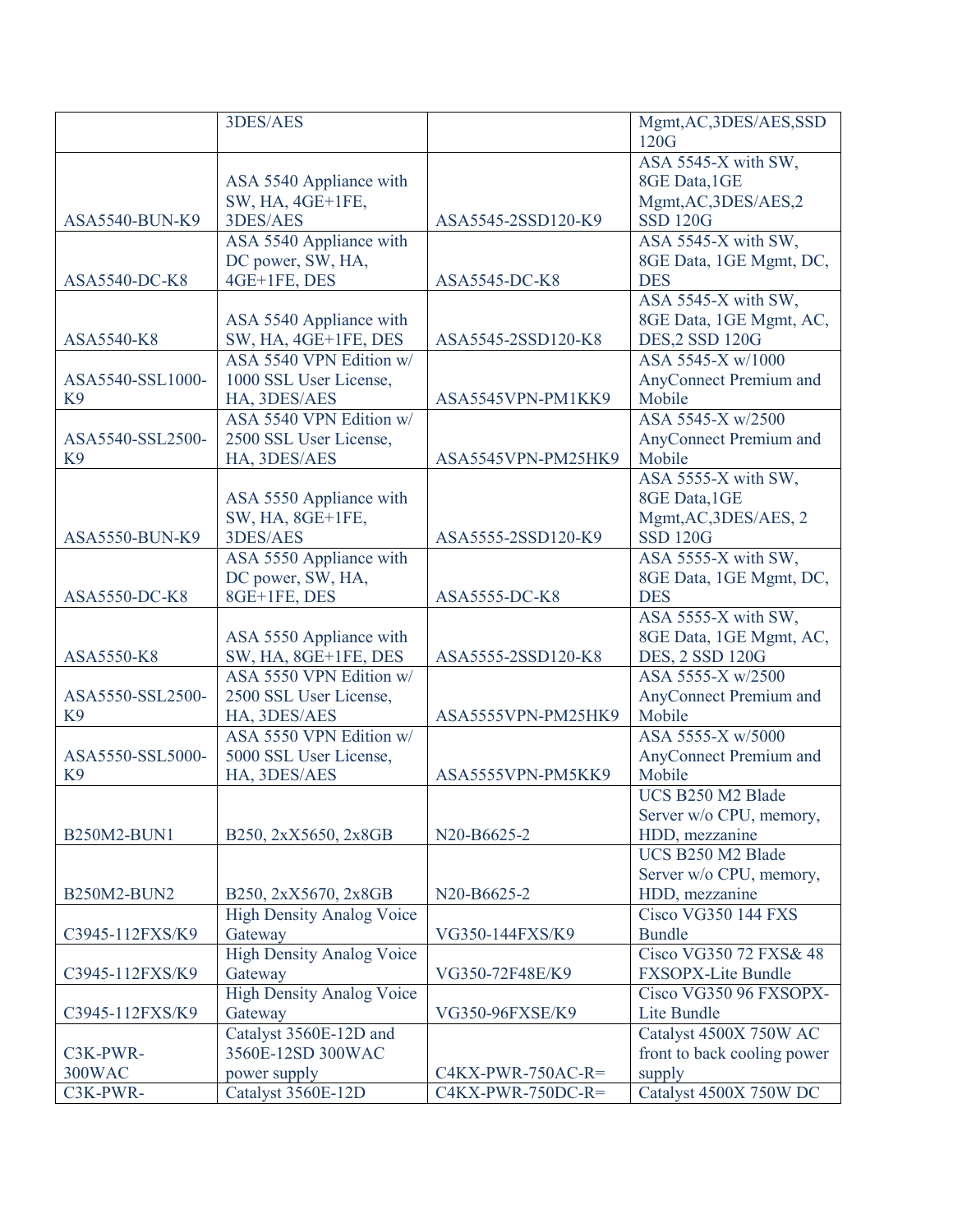| | | | |
|---|---|---|---|
| | 3DES/AES | | Mgmt,AC,3DES/AES,SSD 120G |
| ASA5540-BUN-K9 | ASA 5540 Appliance with SW, HA, 4GE+1FE, 3DES/AES | ASA5545-2SSD120-K9 | ASA 5545-X with SW, 8GE Data,1GE Mgmt,AC,3DES/AES,2 SSD 120G |
| ASA5540-DC-K8 | ASA 5540 Appliance with DC power, SW, HA, 4GE+1FE, DES | ASA5545-DC-K8 | ASA 5545-X with SW, 8GE Data, 1GE Mgmt, DC, DES |
| ASA5540-K8 | ASA 5540 Appliance with SW, HA, 4GE+1FE, DES | ASA5545-2SSD120-K8 | ASA 5545-X with SW, 8GE Data, 1GE Mgmt, AC, DES,2 SSD 120G |
| ASA5540-SSL1000-K9 | ASA 5540 VPN Edition w/ 1000 SSL User License, HA, 3DES/AES | ASA5545VPN-PM1KK9 | ASA 5545-X w/1000 AnyConnect Premium and Mobile |
| ASA5540-SSL2500-K9 | ASA 5540 VPN Edition w/ 2500 SSL User License, HA, 3DES/AES | ASA5545VPN-PM25HK9 | ASA 5545-X w/2500 AnyConnect Premium and Mobile |
| ASA5550-BUN-K9 | ASA 5550 Appliance with SW, HA, 8GE+1FE, 3DES/AES | ASA5555-2SSD120-K9 | ASA 5555-X with SW, 8GE Data,1GE Mgmt,AC,3DES/AES, 2 SSD 120G |
| ASA5550-DC-K8 | ASA 5550 Appliance with DC power, SW, HA, 8GE+1FE, DES | ASA5555-DC-K8 | ASA 5555-X with SW, 8GE Data, 1GE Mgmt, DC, DES |
| ASA5550-K8 | ASA 5550 Appliance with SW, HA, 8GE+1FE, DES | ASA5555-2SSD120-K8 | ASA 5555-X with SW, 8GE Data, 1GE Mgmt, AC, DES, 2 SSD 120G |
| ASA5550-SSL2500-K9 | ASA 5550 VPN Edition w/ 2500 SSL User License, HA, 3DES/AES | ASA5555VPN-PM25HK9 | ASA 5555-X w/2500 AnyConnect Premium and Mobile |
| ASA5550-SSL5000-K9 | ASA 5550 VPN Edition w/ 5000 SSL User License, HA, 3DES/AES | ASA5555VPN-PM5KK9 | ASA 5555-X w/5000 AnyConnect Premium and Mobile |
| B250M2-BUN1 | B250, 2xX5650, 2x8GB | N20-B6625-2 | UCS B250 M2 Blade Server w/o CPU, memory, HDD, mezzanine |
| B250M2-BUN2 | B250, 2xX5670, 2x8GB | N20-B6625-2 | UCS B250 M2 Blade Server w/o CPU, memory, HDD, mezzanine |
| C3945-112FXS/K9 | High Density Analog Voice Gateway | VG350-144FXS/K9 | Cisco VG350 144 FXS Bundle |
| C3945-112FXS/K9 | High Density Analog Voice Gateway | VG350-72F48E/K9 | Cisco VG350 72 FXS& 48 FXSOPX-Lite Bundle |
| C3945-112FXS/K9 | High Density Analog Voice Gateway | VG350-96FXSE/K9 | Cisco VG350 96 FXSOPX-Lite Bundle |
| C3K-PWR-300WAC | Catalyst 3560E-12D and 3560E-12SD 300WAC power supply | C4KX-PWR-750AC-R= | Catalyst 4500X 750W AC front to back cooling power supply |
| C3K-PWR- | Catalyst 3560E-12D | C4KX-PWR-750DC-R= | Catalyst 4500X 750W DC |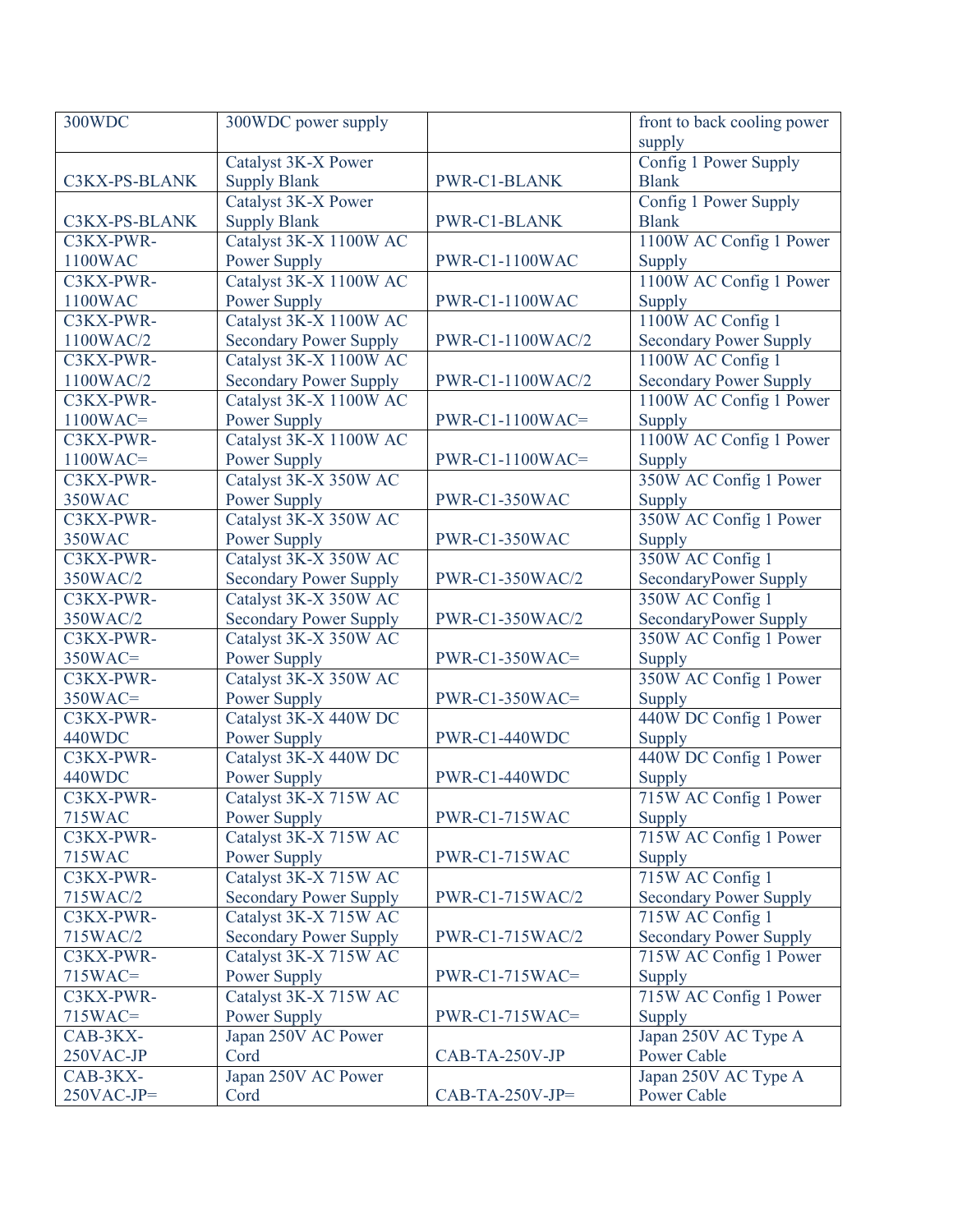| 300WDC | 300WDC power supply | | front to back cooling power supply |
|---|---|---|---|
| C3KX-PS-BLANK | Catalyst 3K-X Power Supply Blank | PWR-C1-BLANK | Config 1 Power Supply Blank |
| C3KX-PS-BLANK | Catalyst 3K-X Power Supply Blank | PWR-C1-BLANK | Config 1 Power Supply Blank |
| C3KX-PWR-1100WAC | Catalyst 3K-X 1100W AC Power Supply | PWR-C1-1100WAC | 1100W AC Config 1 Power Supply |
| C3KX-PWR-1100WAC | Catalyst 3K-X 1100W AC Power Supply | PWR-C1-1100WAC | 1100W AC Config 1 Power Supply |
| C3KX-PWR-1100WAC/2 | Catalyst 3K-X 1100W AC Secondary Power Supply | PWR-C1-1100WAC/2 | 1100W AC Config 1 Secondary Power Supply |
| C3KX-PWR-1100WAC/2 | Catalyst 3K-X 1100W AC Secondary Power Supply | PWR-C1-1100WAC/2 | 1100W AC Config 1 Secondary Power Supply |
| C3KX-PWR-1100WAC= | Catalyst 3K-X 1100W AC Power Supply | PWR-C1-1100WAC= | 1100W AC Config 1 Power Supply |
| C3KX-PWR-1100WAC= | Catalyst 3K-X 1100W AC Power Supply | PWR-C1-1100WAC= | 1100W AC Config 1 Power Supply |
| C3KX-PWR-350WAC | Catalyst 3K-X 350W AC Power Supply | PWR-C1-350WAC | 350W AC Config 1 Power Supply |
| C3KX-PWR-350WAC | Catalyst 3K-X 350W AC Power Supply | PWR-C1-350WAC | 350W AC Config 1 Power Supply |
| C3KX-PWR-350WAC/2 | Catalyst 3K-X 350W AC Secondary Power Supply | PWR-C1-350WAC/2 | 350W AC Config 1 SecondaryPower Supply |
| C3KX-PWR-350WAC/2 | Catalyst 3K-X 350W AC Secondary Power Supply | PWR-C1-350WAC/2 | 350W AC Config 1 SecondaryPower Supply |
| C3KX-PWR-350WAC= | Catalyst 3K-X 350W AC Power Supply | PWR-C1-350WAC= | 350W AC Config 1 Power Supply |
| C3KX-PWR-350WAC= | Catalyst 3K-X 350W AC Power Supply | PWR-C1-350WAC= | 350W AC Config 1 Power Supply |
| C3KX-PWR-440WDC | Catalyst 3K-X 440W DC Power Supply | PWR-C1-440WDC | 440W DC Config 1 Power Supply |
| C3KX-PWR-440WDC | Catalyst 3K-X 440W DC Power Supply | PWR-C1-440WDC | 440W DC Config 1 Power Supply |
| C3KX-PWR-715WAC | Catalyst 3K-X 715W AC Power Supply | PWR-C1-715WAC | 715W AC Config 1 Power Supply |
| C3KX-PWR-715WAC | Catalyst 3K-X 715W AC Power Supply | PWR-C1-715WAC | 715W AC Config 1 Power Supply |
| C3KX-PWR-715WAC/2 | Catalyst 3K-X 715W AC Secondary Power Supply | PWR-C1-715WAC/2 | 715W AC Config 1 Secondary Power Supply |
| C3KX-PWR-715WAC/2 | Catalyst 3K-X 715W AC Secondary Power Supply | PWR-C1-715WAC/2 | 715W AC Config 1 Secondary Power Supply |
| C3KX-PWR-715WAC= | Catalyst 3K-X 715W AC Power Supply | PWR-C1-715WAC= | 715W AC Config 1 Power Supply |
| C3KX-PWR-715WAC= | Catalyst 3K-X 715W AC Power Supply | PWR-C1-715WAC= | 715W AC Config 1 Power Supply |
| CAB-3KX-250VAC-JP | Japan 250V AC Power Cord | CAB-TA-250V-JP | Japan 250V AC Type A Power Cable |
| CAB-3KX-250VAC-JP= | Japan 250V AC Power Cord | CAB-TA-250V-JP= | Japan 250V AC Type A Power Cable |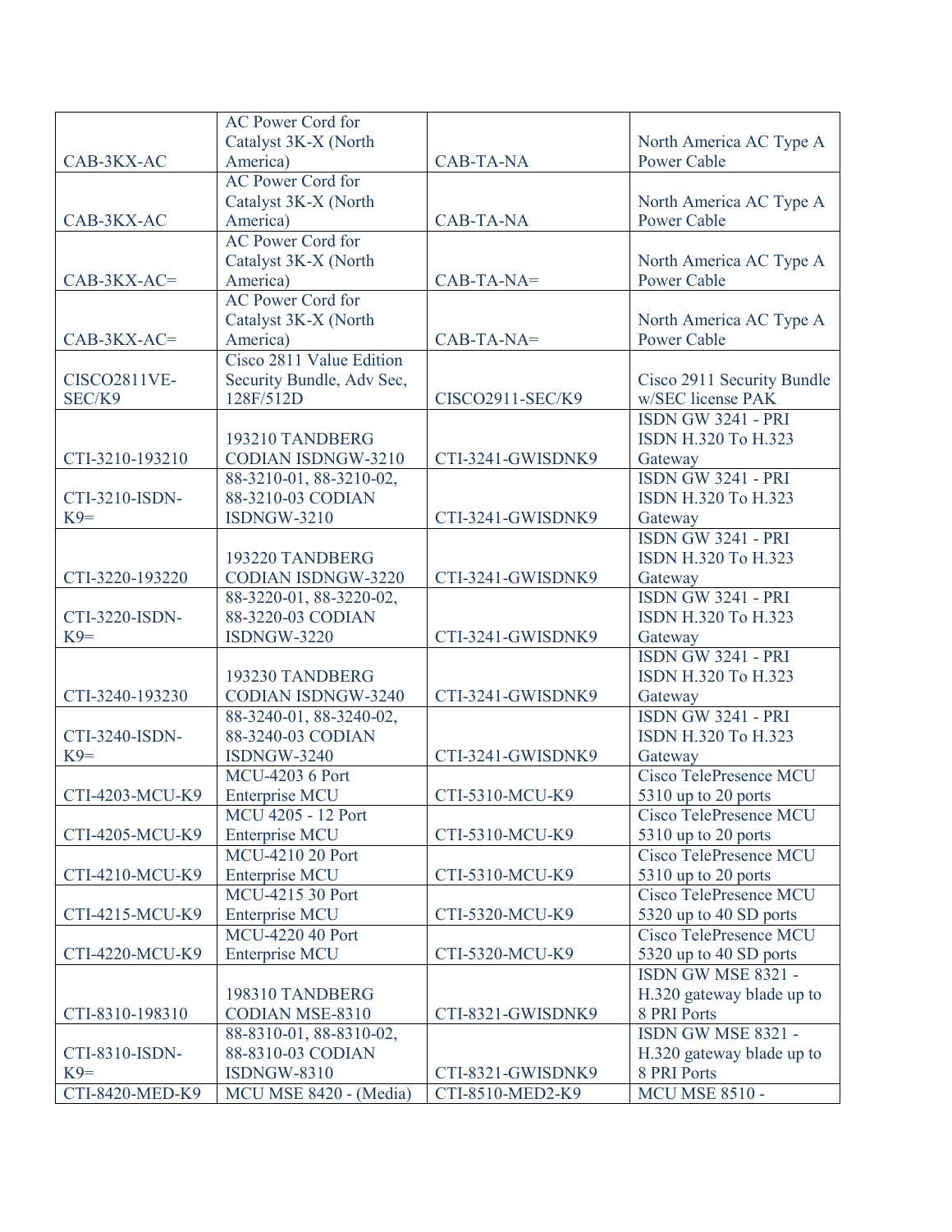| | | | |
|---|---|---|---|
| CAB-3KX-AC | AC Power Cord for Catalyst 3K-X (North America) | CAB-TA-NA | North America AC Type A Power Cable |
| CAB-3KX-AC | AC Power Cord for Catalyst 3K-X (North America) | CAB-TA-NA | North America AC Type A Power Cable |
| CAB-3KX-AC= | AC Power Cord for Catalyst 3K-X (North America) | CAB-TA-NA= | North America AC Type A Power Cable |
| CAB-3KX-AC= | AC Power Cord for Catalyst 3K-X (North America) | CAB-TA-NA= | North America AC Type A Power Cable |
| CISCO2811VE-SEC/K9 | Cisco 2811 Value Edition Security Bundle, Adv Sec, 128F/512D | CISCO2911-SEC/K9 | Cisco 2911 Security Bundle w/SEC license PAK |
| CTI-3210-193210 | 193210 TANDBERG CODIAN ISDNGW-3210 | CTI-3241-GWISDNK9 | ISDN GW 3241 - PRI ISDN H.320 To H.323 Gateway |
| CTI-3210-ISDN-K9= | 88-3210-01, 88-3210-02, 88-3210-03 CODIAN ISDNGW-3210 | CTI-3241-GWISDNK9 | ISDN GW 3241 - PRI ISDN H.320 To H.323 Gateway |
| CTI-3220-193220 | 193220 TANDBERG CODIAN ISDNGW-3220 | CTI-3241-GWISDNK9 | ISDN GW 3241 - PRI ISDN H.320 To H.323 Gateway |
| CTI-3220-ISDN-K9= | 88-3220-01, 88-3220-02, 88-3220-03 CODIAN ISDNGW-3220 | CTI-3241-GWISDNK9 | ISDN GW 3241 - PRI ISDN H.320 To H.323 Gateway |
| CTI-3240-193230 | 193230 TANDBERG CODIAN ISDNGW-3240 | CTI-3241-GWISDNK9 | ISDN GW 3241 - PRI ISDN H.320 To H.323 Gateway |
| CTI-3240-ISDN-K9= | 88-3240-01, 88-3240-02, 88-3240-03 CODIAN ISDNGW-3240 | CTI-3241-GWISDNK9 | ISDN GW 3241 - PRI ISDN H.320 To H.323 Gateway |
| CTI-4203-MCU-K9 | MCU-4203 6 Port Enterprise MCU | CTI-5310-MCU-K9 | Cisco TelePresence MCU 5310 up to 20 ports |
| CTI-4205-MCU-K9 | MCU 4205 - 12 Port Enterprise MCU | CTI-5310-MCU-K9 | Cisco TelePresence MCU 5310 up to 20 ports |
| CTI-4210-MCU-K9 | MCU-4210 20 Port Enterprise MCU | CTI-5310-MCU-K9 | Cisco TelePresence MCU 5310 up to 20 ports |
| CTI-4215-MCU-K9 | MCU-4215 30 Port Enterprise MCU | CTI-5320-MCU-K9 | Cisco TelePresence MCU 5320 up to 40 SD ports |
| CTI-4220-MCU-K9 | MCU-4220 40 Port Enterprise MCU | CTI-5320-MCU-K9 | Cisco TelePresence MCU 5320 up to 40 SD ports |
| CTI-8310-198310 | 198310 TANDBERG CODIAN MSE-8310 | CTI-8321-GWISDNK9 | ISDN GW MSE 8321 - H.320 gateway blade up to 8 PRI Ports |
| CTI-8310-ISDN-K9= | 88-8310-01, 88-8310-02, 88-8310-03 CODIAN ISDNGW-8310 | CTI-8321-GWISDNK9 | ISDN GW MSE 8321 - H.320 gateway blade up to 8 PRI Ports |
| CTI-8420-MED-K9 | MCU MSE 8420 - (Media) | CTI-8510-MED2-K9 | MCU MSE 8510 - |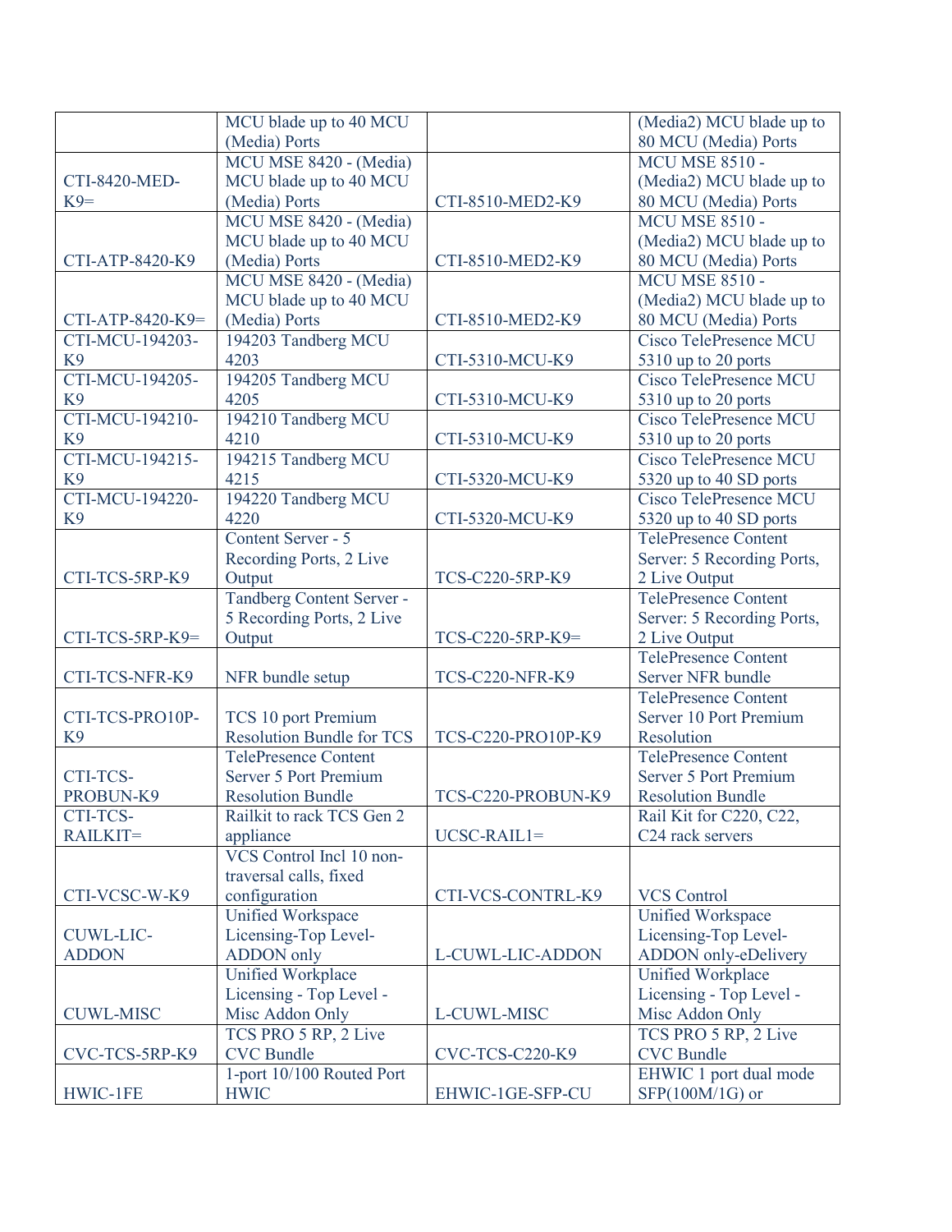|  |  |  |  |
|---|---|---|---|
|  | MCU blade up to 40 MCU (Media) Ports |  | (Media2) MCU blade up to 80 MCU (Media) Ports |
| CTI-8420-MED-K9= | MCU MSE 8420 - (Media) MCU blade up to 40 MCU (Media) Ports | CTI-8510-MED2-K9 | MCU MSE 8510 - (Media2) MCU blade up to 80 MCU (Media) Ports |
| CTI-ATP-8420-K9 | MCU MSE 8420 - (Media) MCU blade up to 40 MCU (Media) Ports | CTI-8510-MED2-K9 | MCU MSE 8510 - (Media2) MCU blade up to 80 MCU (Media) Ports |
| CTI-ATP-8420-K9= | MCU MSE 8420 - (Media) MCU blade up to 40 MCU (Media) Ports | CTI-8510-MED2-K9 | MCU MSE 8510 - (Media2) MCU blade up to 80 MCU (Media) Ports |
| CTI-MCU-194203-K9 | 194203 Tandberg MCU 4203 | CTI-5310-MCU-K9 | Cisco TelePresence MCU 5310 up to 20 ports |
| CTI-MCU-194205-K9 | 194205 Tandberg MCU 4205 | CTI-5310-MCU-K9 | Cisco TelePresence MCU 5310 up to 20 ports |
| CTI-MCU-194210-K9 | 194210 Tandberg MCU 4210 | CTI-5310-MCU-K9 | Cisco TelePresence MCU 5310 up to 20 ports |
| CTI-MCU-194215-K9 | 194215 Tandberg MCU 4215 | CTI-5320-MCU-K9 | Cisco TelePresence MCU 5320 up to 40 SD ports |
| CTI-MCU-194220-K9 | 194220 Tandberg MCU 4220 | CTI-5320-MCU-K9 | Cisco TelePresence MCU 5320 up to 40 SD ports |
| CTI-TCS-5RP-K9 | Content Server - 5 Recording Ports, 2 Live Output | TCS-C220-5RP-K9 | TelePresence Content Server: 5 Recording Ports, 2 Live Output |
| CTI-TCS-5RP-K9= | Tandberg Content Server - 5 Recording Ports, 2 Live Output | TCS-C220-5RP-K9= | TelePresence Content Server: 5 Recording Ports, 2 Live Output |
| CTI-TCS-NFR-K9 | NFR bundle setup | TCS-C220-NFR-K9 | TelePresence Content Server NFR bundle |
| CTI-TCS-PRO10P-K9 | TCS 10 port Premium Resolution Bundle for TCS | TCS-C220-PRO10P-K9 | TelePresence Content Server 10 Port Premium Resolution |
| CTI-TCS-PROBUN-K9 | TelePresence Content Server 5 Port Premium Resolution Bundle | TCS-C220-PROBUN-K9 | TelePresence Content Server 5 Port Premium Resolution Bundle |
| CTI-TCS-RAILKIT= | Railkit to rack TCS Gen 2 appliance | UCSC-RAIL1= | Rail Kit for C220, C22, C24 rack servers |
| CTI-VCSC-W-K9 | VCS Control Incl 10 non-traversal calls, fixed configuration | CTI-VCS-CONTRL-K9 | VCS Control |
| CUWL-LIC-ADDON | Unified Workspace Licensing-Top Level-ADDON only | L-CUWL-LIC-ADDON | Unified Workspace Licensing-Top Level-ADDON only-eDelivery |
| CUWL-MISC | Unified Workplace Licensing - Top Level - Misc Addon Only | L-CUWL-MISC | Unified Workplace Licensing - Top Level - Misc Addon Only |
| CVC-TCS-5RP-K9 | TCS PRO 5 RP, 2 Live CVC Bundle | CVC-TCS-C220-K9 | TCS PRO 5 RP, 2 Live CVC Bundle |
| HWIC-1FE | 1-port 10/100 Routed Port HWIC | EHWIC-1GE-SFP-CU | EHWIC 1 port dual mode SFP(100M/1G) or |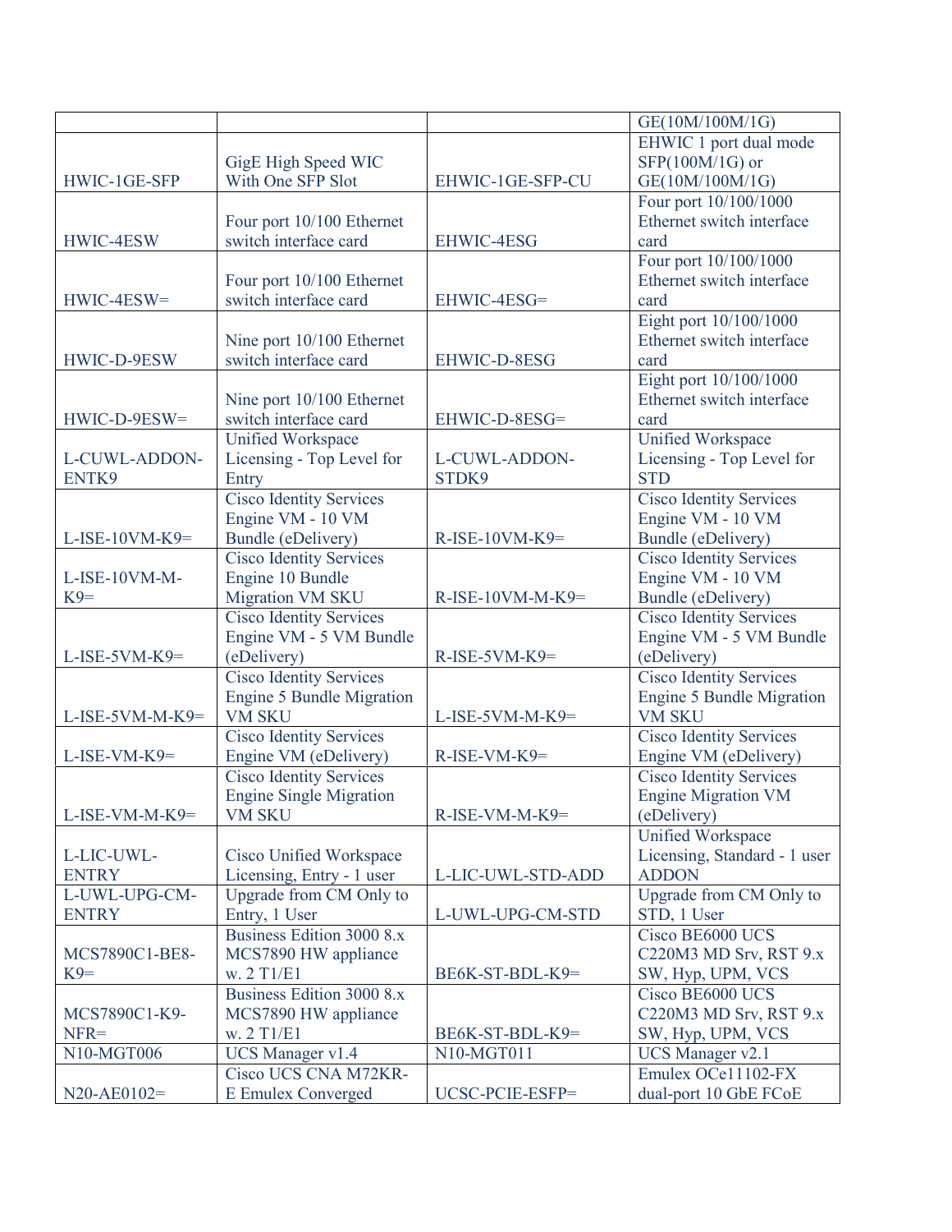| | | | |
|---|---|---|---|
| | | | GE(10M/100M/1G) |
| HWIC-1GE-SFP | GigE High Speed WIC With One SFP Slot | EHWIC-1GE-SFP-CU | EHWIC 1 port dual mode SFP(100M/1G) or GE(10M/100M/1G) |
| HWIC-4ESW | Four port 10/100 Ethernet switch interface card | EHWIC-4ESG | Four port 10/100/1000 Ethernet switch interface card |
| HWIC-4ESW= | Four port 10/100 Ethernet switch interface card | EHWIC-4ESG= | Four port 10/100/1000 Ethernet switch interface card |
| HWIC-D-9ESW | Nine port 10/100 Ethernet switch interface card | EHWIC-D-8ESG | Eight port 10/100/1000 Ethernet switch interface card |
| HWIC-D-9ESW= | Nine port 10/100 Ethernet switch interface card | EHWIC-D-8ESG= | Eight port 10/100/1000 Ethernet switch interface card |
| L-CUWL-ADDON-ENTK9 | Unified Workspace Licensing - Top Level for Entry | L-CUWL-ADDON-STDK9 | Unified Workspace Licensing - Top Level for STD |
| L-ISE-10VM-K9= | Cisco Identity Services Engine VM - 10 VM Bundle (eDelivery) | R-ISE-10VM-K9= | Cisco Identity Services Engine VM - 10 VM Bundle (eDelivery) |
| L-ISE-10VM-M-K9= | Cisco Identity Services Engine 10 Bundle Migration VM SKU | R-ISE-10VM-M-K9= | Cisco Identity Services Engine VM - 10 VM Bundle (eDelivery) |
| L-ISE-5VM-K9= | Cisco Identity Services Engine VM - 5 VM Bundle (eDelivery) | R-ISE-5VM-K9= | Cisco Identity Services Engine VM - 5 VM Bundle (eDelivery) |
| L-ISE-5VM-M-K9= | Cisco Identity Services Engine 5 Bundle Migration VM SKU | L-ISE-5VM-M-K9= | Cisco Identity Services Engine 5 Bundle Migration VM SKU |
| L-ISE-VM-K9= | Cisco Identity Services Engine VM (eDelivery) | R-ISE-VM-K9= | Cisco Identity Services Engine VM (eDelivery) |
| L-ISE-VM-M-K9= | Cisco Identity Services Engine Single Migration VM SKU | R-ISE-VM-M-K9= | Cisco Identity Services Engine Migration VM (eDelivery) |
| L-LIC-UWL-ENTRY | Cisco Unified Workspace Licensing, Entry - 1 user | L-LIC-UWL-STD-ADD | Unified Workspace Licensing, Standard - 1 user ADDON |
| L-UWL-UPG-CM-ENTRY | Upgrade from CM Only to Entry, 1 User | L-UWL-UPG-CM-STD | Upgrade from CM Only to STD, 1 User |
| MCS7890C1-BE8-K9= | Business Edition 3000 8.x MCS7890 HW appliance w. 2 T1/E1 | BE6K-ST-BDL-K9= | Cisco BE6000 UCS C220M3 MD Srv, RST 9.x SW, Hyp, UPM, VCS |
| MCS7890C1-K9-NFR= | Business Edition 3000 8.x MCS7890 HW appliance w. 2 T1/E1 | BE6K-ST-BDL-K9= | Cisco BE6000 UCS C220M3 MD Srv, RST 9.x SW, Hyp, UPM, VCS |
| N10-MGT006 | UCS Manager v1.4 | N10-MGT011 | UCS Manager v2.1 |
| N20-AE0102= | Cisco UCS CNA M72KR-E Emulex Converged | UCSC-PCIE-ESFP= | Emulex OCe11102-FX dual-port 10 GbE FCoE |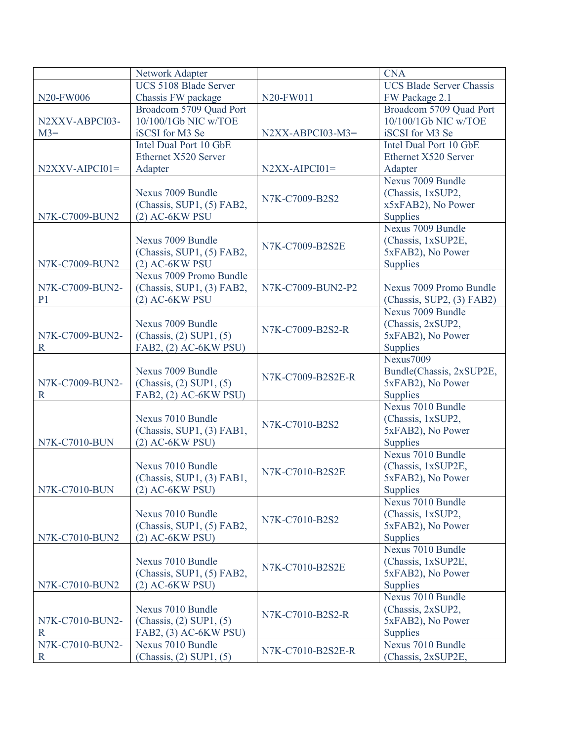| | Network Adapter | | CNA |
|---|---|---|---|
| N20-FW006 | UCS 5108 Blade Server Chassis FW package | N20-FW011 | UCS Blade Server Chassis FW Package 2.1 |
| N2XXV-ABPCI03-M3= | Broadcom 5709 Quad Port 10/100/1Gb NIC w/TOE iSCSI for M3 Se | N2XX-ABPCI03-M3= | Broadcom 5709 Quad Port 10/100/1Gb NIC w/TOE iSCSI for M3 Se |
| N2XXV-AIPCI01= | Intel Dual Port 10 GbE Ethernet X520 Server Adapter | N2XX-AIPCI01= | Intel Dual Port 10 GbE Ethernet X520 Server Adapter |
| N7K-C7009-BUN2 | Nexus 7009 Bundle (Chassis, SUP1, (5) FAB2, (2) AC-6KW PSU | N7K-C7009-B2S2 | Nexus 7009 Bundle (Chassis, 1xSUP2, x5xFAB2), No Power Supplies |
| N7K-C7009-BUN2 | Nexus 7009 Bundle (Chassis, SUP1, (5) FAB2, (2) AC-6KW PSU | N7K-C7009-B2S2E | Nexus 7009 Bundle (Chassis, 1xSUP2E, 5xFAB2), No Power Supplies |
| N7K-C7009-BUN2-P1 | Nexus 7009 Promo Bundle (Chassis, SUP1, (3) FAB2, (2) AC-6KW PSU | N7K-C7009-BUN2-P2 | Nexus 7009 Promo Bundle (Chassis, SUP2, (3) FAB2) |
| N7K-C7009-BUN2-R | Nexus 7009 Bundle (Chassis, (2) SUP1, (5) FAB2, (2) AC-6KW PSU) | N7K-C7009-B2S2-R | Nexus 7009 Bundle (Chassis, 2xSUP2, 5xFAB2), No Power Supplies |
| N7K-C7009-BUN2-R | Nexus 7009 Bundle (Chassis, (2) SUP1, (5) FAB2, (2) AC-6KW PSU) | N7K-C7009-B2S2E-R | Nexus7009 Bundle(Chassis, 2xSUP2E, 5xFAB2), No Power Supplies |
| N7K-C7010-BUN | Nexus 7010 Bundle (Chassis, SUP1, (3) FAB1, (2) AC-6KW PSU) | N7K-C7010-B2S2 | Nexus 7010 Bundle (Chassis, 1xSUP2, 5xFAB2), No Power Supplies |
| N7K-C7010-BUN | Nexus 7010 Bundle (Chassis, SUP1, (3) FAB1, (2) AC-6KW PSU) | N7K-C7010-B2S2E | Nexus 7010 Bundle (Chassis, 1xSUP2E, 5xFAB2), No Power Supplies |
| N7K-C7010-BUN2 | Nexus 7010 Bundle (Chassis, SUP1, (5) FAB2, (2) AC-6KW PSU) | N7K-C7010-B2S2 | Nexus 7010 Bundle (Chassis, 1xSUP2, 5xFAB2), No Power Supplies |
| N7K-C7010-BUN2 | Nexus 7010 Bundle (Chassis, SUP1, (5) FAB2, (2) AC-6KW PSU) | N7K-C7010-B2S2E | Nexus 7010 Bundle (Chassis, 1xSUP2E, 5xFAB2), No Power Supplies |
| N7K-C7010-BUN2-R | Nexus 7010 Bundle (Chassis, (2) SUP1, (5) FAB2, (3) AC-6KW PSU) | N7K-C7010-B2S2-R | Nexus 7010 Bundle (Chassis, 2xSUP2, 5xFAB2), No Power Supplies |
| N7K-C7010-BUN2-R | Nexus 7010 Bundle (Chassis, (2) SUP1, (5) | N7K-C7010-B2S2E-R | Nexus 7010 Bundle (Chassis, 2xSUP2E, |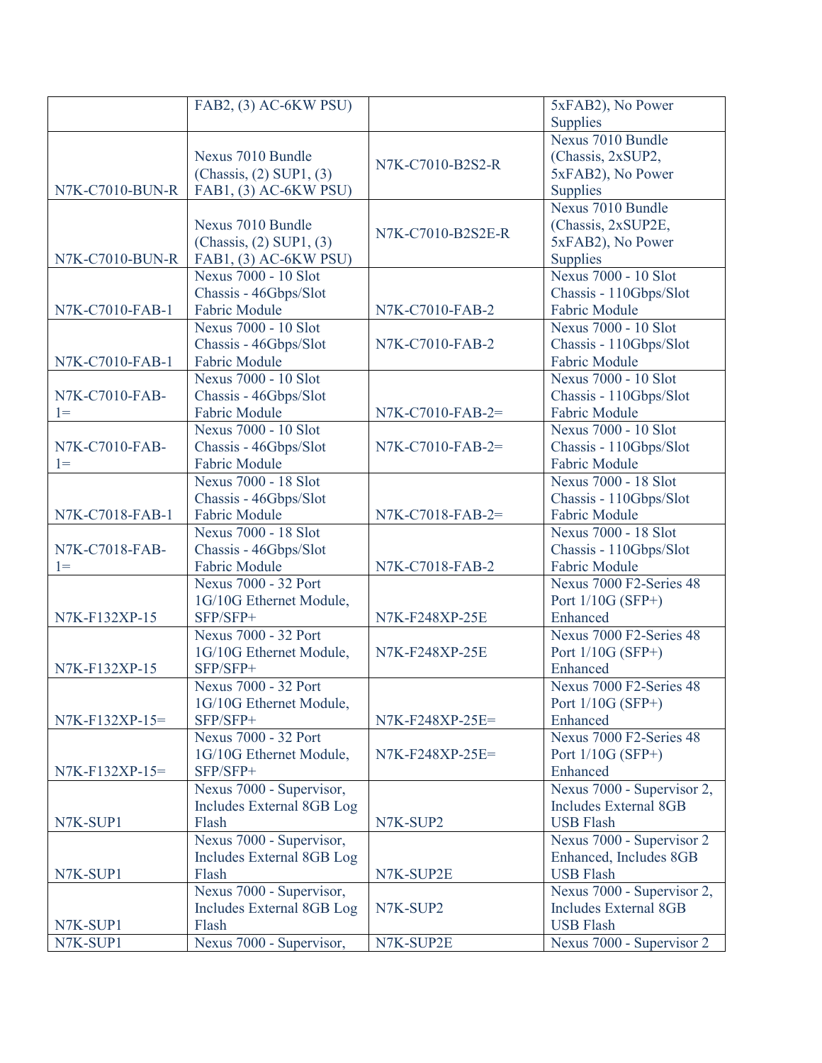| | FAB2, (3) AC-6KW PSU) | | 5xFAB2), No Power Supplies |
|---|---|---|---|
| N7K-C7010-BUN-R | Nexus 7010 Bundle (Chassis, (2) SUP1, (3) FAB1, (3) AC-6KW PSU) | N7K-C7010-B2S2-R | Nexus 7010 Bundle (Chassis, 2xSUP2, 5xFAB2), No Power Supplies |
| N7K-C7010-BUN-R | Nexus 7010 Bundle (Chassis, (2) SUP1, (3) FAB1, (3) AC-6KW PSU) | N7K-C7010-B2S2E-R | Nexus 7010 Bundle (Chassis, 2xSUP2E, 5xFAB2), No Power Supplies |
| N7K-C7010-FAB-1 | Nexus 7000 - 10 Slot Chassis - 46Gbps/Slot Fabric Module | N7K-C7010-FAB-2 | Nexus 7000 - 10 Slot Chassis - 110Gbps/Slot Fabric Module |
| N7K-C7010-FAB-1 | Nexus 7000 - 10 Slot Chassis - 46Gbps/Slot Fabric Module | N7K-C7010-FAB-2 | Nexus 7000 - 10 Slot Chassis - 110Gbps/Slot Fabric Module |
| N7K-C7010-FAB-1= | Nexus 7000 - 10 Slot Chassis - 46Gbps/Slot Fabric Module | N7K-C7010-FAB-2= | Nexus 7000 - 10 Slot Chassis - 110Gbps/Slot Fabric Module |
| N7K-C7010-FAB-1= | Nexus 7000 - 10 Slot Chassis - 46Gbps/Slot Fabric Module | N7K-C7010-FAB-2= | Nexus 7000 - 10 Slot Chassis - 110Gbps/Slot Fabric Module |
| N7K-C7018-FAB-1 | Nexus 7000 - 18 Slot Chassis - 46Gbps/Slot Fabric Module | N7K-C7018-FAB-2= | Nexus 7000 - 18 Slot Chassis - 110Gbps/Slot Fabric Module |
| N7K-C7018-FAB-1= | Nexus 7000 - 18 Slot Chassis - 46Gbps/Slot Fabric Module | N7K-C7018-FAB-2 | Nexus 7000 - 18 Slot Chassis - 110Gbps/Slot Fabric Module |
| N7K-F132XP-15 | Nexus 7000 - 32 Port 1G/10G Ethernet Module, SFP/SFP+ | N7K-F248XP-25E | Nexus 7000 F2-Series 48 Port 1/10G (SFP+) Enhanced |
| N7K-F132XP-15 | Nexus 7000 - 32 Port 1G/10G Ethernet Module, SFP/SFP+ | N7K-F248XP-25E | Nexus 7000 F2-Series 48 Port 1/10G (SFP+) Enhanced |
| N7K-F132XP-15= | Nexus 7000 - 32 Port 1G/10G Ethernet Module, SFP/SFP+ | N7K-F248XP-25E= | Nexus 7000 F2-Series 48 Port 1/10G (SFP+) Enhanced |
| N7K-F132XP-15= | Nexus 7000 - 32 Port 1G/10G Ethernet Module, SFP/SFP+ | N7K-F248XP-25E= | Nexus 7000 F2-Series 48 Port 1/10G (SFP+) Enhanced |
| N7K-SUP1 | Nexus 7000 - Supervisor, Includes External 8GB Log Flash | N7K-SUP2 | Nexus 7000 - Supervisor 2, Includes External 8GB USB Flash |
| N7K-SUP1 | Nexus 7000 - Supervisor, Includes External 8GB Log Flash | N7K-SUP2E | Nexus 7000 - Supervisor 2 Enhanced, Includes 8GB USB Flash |
| N7K-SUP1 | Nexus 7000 - Supervisor, Includes External 8GB Log Flash | N7K-SUP2 | Nexus 7000 - Supervisor 2, Includes External 8GB USB Flash |
| N7K-SUP1 | Nexus 7000 - Supervisor, | N7K-SUP2E | Nexus 7000 - Supervisor 2 |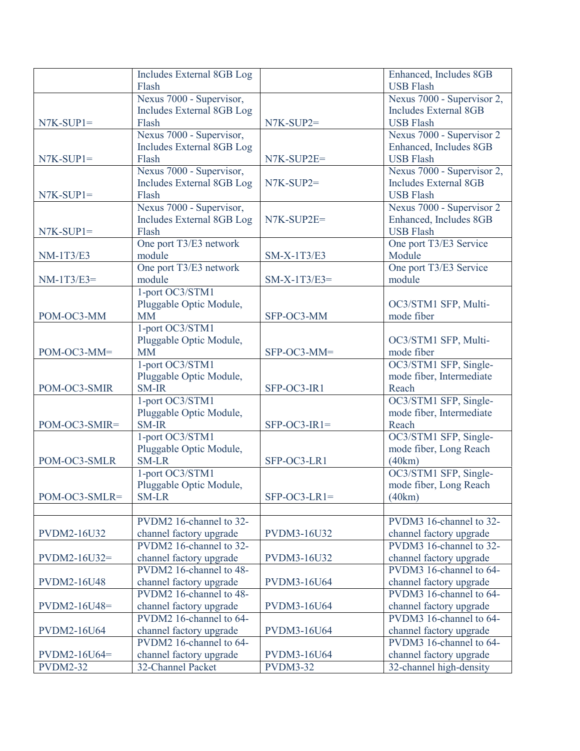| | | | |
|---|---|---|---|
| | Includes External 8GB Log Flash | | Enhanced, Includes 8GB USB Flash |
| N7K-SUP1= | Nexus 7000 - Supervisor, Includes External 8GB Log Flash | N7K-SUP2= | Nexus 7000 - Supervisor 2, Includes External 8GB USB Flash |
| N7K-SUP1= | Nexus 7000 - Supervisor, Includes External 8GB Log Flash | N7K-SUP2E= | Nexus 7000 - Supervisor 2 Enhanced, Includes 8GB USB Flash |
| N7K-SUP1= | Nexus 7000 - Supervisor, Includes External 8GB Log Flash | N7K-SUP2= | Nexus 7000 - Supervisor 2, Includes External 8GB USB Flash |
| N7K-SUP1= | Nexus 7000 - Supervisor, Includes External 8GB Log Flash | N7K-SUP2E= | Nexus 7000 - Supervisor 2 Enhanced, Includes 8GB USB Flash |
| NM-1T3/E3 | One port T3/E3 network module | SM-X-1T3/E3 | One port T3/E3 Service Module |
| NM-1T3/E3= | One port T3/E3 network module | SM-X-1T3/E3= | One port T3/E3 Service module |
| POM-OC3-MM | 1-port OC3/STM1 Pluggable Optic Module, MM | SFP-OC3-MM | OC3/STM1 SFP, Multi-mode fiber |
| POM-OC3-MM= | 1-port OC3/STM1 Pluggable Optic Module, MM | SFP-OC3-MM= | OC3/STM1 SFP, Multi-mode fiber |
| POM-OC3-SMIR | 1-port OC3/STM1 Pluggable Optic Module, SM-IR | SFP-OC3-IR1 | OC3/STM1 SFP, Single-mode fiber, Intermediate Reach |
| POM-OC3-SMIR= | 1-port OC3/STM1 Pluggable Optic Module, SM-IR | SFP-OC3-IR1= | OC3/STM1 SFP, Single-mode fiber, Intermediate Reach |
| POM-OC3-SMLR | 1-port OC3/STM1 Pluggable Optic Module, SM-LR | SFP-OC3-LR1 | OC3/STM1 SFP, Single-mode fiber, Long Reach (40km) |
| POM-OC3-SMLR= | 1-port OC3/STM1 Pluggable Optic Module, SM-LR | SFP-OC3-LR1= | OC3/STM1 SFP, Single-mode fiber, Long Reach (40km) |
| | | | |
| PVDM2-16U32 | PVDM2 16-channel to 32-channel factory upgrade | PVDM3-16U32 | PVDM3 16-channel to 32-channel factory upgrade |
| PVDM2-16U32= | PVDM2 16-channel to 32-channel factory upgrade | PVDM3-16U32 | PVDM3 16-channel to 32-channel factory upgrade |
| PVDM2-16U48 | PVDM2 16-channel to 48-channel factory upgrade | PVDM3-16U64 | PVDM3 16-channel to 64-channel factory upgrade |
| PVDM2-16U48= | PVDM2 16-channel to 48-channel factory upgrade | PVDM3-16U64 | PVDM3 16-channel to 64-channel factory upgrade |
| PVDM2-16U64 | PVDM2 16-channel to 64-channel factory upgrade | PVDM3-16U64 | PVDM3 16-channel to 64-channel factory upgrade |
| PVDM2-16U64= | PVDM2 16-channel to 64-channel factory upgrade | PVDM3-16U64 | PVDM3 16-channel to 64-channel factory upgrade |
| PVDM2-32 | 32-Channel Packet | PVDM3-32 | 32-channel high-density |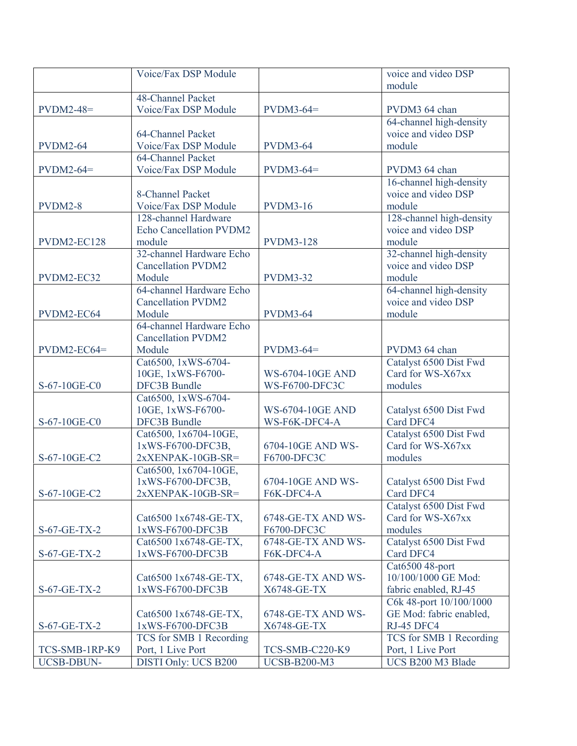| | | | |
|---|---|---|---|
| | Voice/Fax DSP Module | | voice and video DSP module |
| PVDM2-48= | 48-Channel Packet Voice/Fax DSP Module | PVDM3-64= | PVDM3 64 chan |
| PVDM2-64 | 64-Channel Packet Voice/Fax DSP Module | PVDM3-64 | 64-channel high-density voice and video DSP module |
| PVDM2-64= | 64-Channel Packet Voice/Fax DSP Module | PVDM3-64= | PVDM3 64 chan |
| PVDM2-8 | 8-Channel Packet Voice/Fax DSP Module | PVDM3-16 | 16-channel high-density voice and video DSP module |
| PVDM2-EC128 | 128-channel Hardware Echo Cancellation PVDM2 module | PVDM3-128 | 128-channel high-density voice and video DSP module |
| PVDM2-EC32 | 32-channel Hardware Echo Cancellation PVDM2 Module | PVDM3-32 | 32-channel high-density voice and video DSP module |
| PVDM2-EC64 | 64-channel Hardware Echo Cancellation PVDM2 Module | PVDM3-64 | 64-channel high-density voice and video DSP module |
| PVDM2-EC64= | 64-channel Hardware Echo Cancellation PVDM2 Module | PVDM3-64= | PVDM3 64 chan |
| S-67-10GE-C0 | Cat6500, 1xWS-6704-10GE, 1xWS-F6700-DFC3B Bundle | WS-6704-10GE AND WS-F6700-DFC3C | Catalyst 6500 Dist Fwd Card for WS-X67xx modules |
| S-67-10GE-C0 | Cat6500, 1xWS-6704-10GE, 1xWS-F6700-DFC3B Bundle | WS-6704-10GE AND WS-F6K-DFC4-A | Catalyst 6500 Dist Fwd Card DFC4 |
| S-67-10GE-C2 | Cat6500, 1x6704-10GE, 1xWS-F6700-DFC3B, 2xXENPAK-10GB-SR= | 6704-10GE AND WS-F6700-DFC3C | Catalyst 6500 Dist Fwd Card for WS-X67xx modules |
| S-67-10GE-C2 | Cat6500, 1x6704-10GE, 1xWS-F6700-DFC3B, 2xXENPAK-10GB-SR= | 6704-10GE AND WS-F6K-DFC4-A | Catalyst 6500 Dist Fwd Card DFC4 |
| S-67-GE-TX-2 | Cat6500 1x6748-GE-TX, 1xWS-F6700-DFC3B | 6748-GE-TX AND WS-F6700-DFC3C | Catalyst 6500 Dist Fwd Card for WS-X67xx modules |
| S-67-GE-TX-2 | Cat6500 1x6748-GE-TX, 1xWS-F6700-DFC3B | 6748-GE-TX AND WS-F6K-DFC4-A | Catalyst 6500 Dist Fwd Card DFC4 |
| S-67-GE-TX-2 | Cat6500 1x6748-GE-TX, 1xWS-F6700-DFC3B | 6748-GE-TX AND WS-X6748-GE-TX | Cat6500 48-port 10/100/1000 GE Mod: fabric enabled, RJ-45 |
| S-67-GE-TX-2 | Cat6500 1x6748-GE-TX, 1xWS-F6700-DFC3B | 6748-GE-TX AND WS-X6748-GE-TX | C6k 48-port 10/100/1000 GE Mod: fabric enabled, RJ-45 DFC4 |
| TCS-SMB-1RP-K9 | TCS for SMB 1 Recording Port, 1 Live Port | TCS-SMB-C220-K9 | TCS for SMB 1 Recording Port, 1 Live Port |
| UCSB-DBUN- | DISTI Only: UCS B200 | UCSB-B200-M3 | UCS B200 M3 Blade |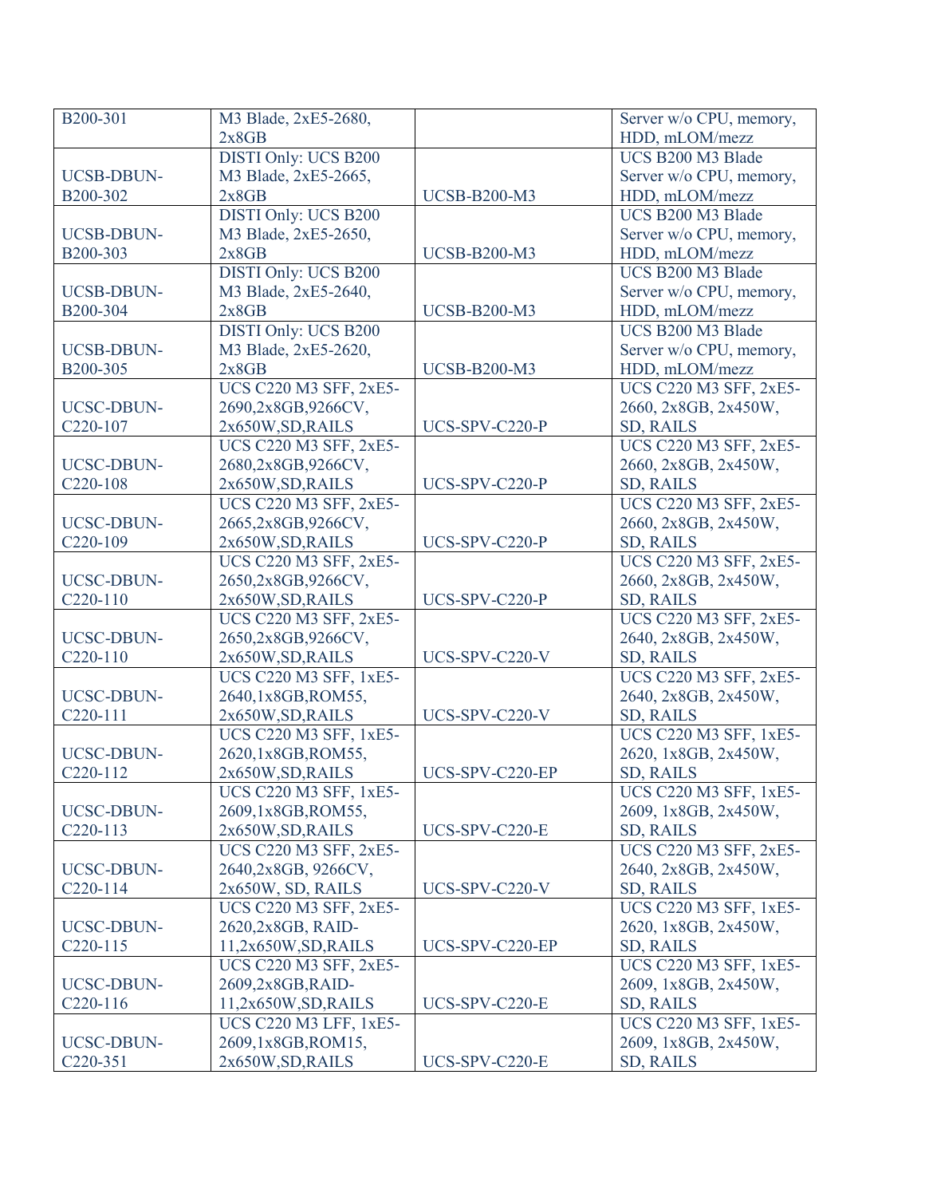| B200-301 | M3 Blade, 2xE5-2680, 2x8GB | | Server w/o CPU, memory, HDD, mLOM/mezz |
|---|---|---|---|
| UCSB-DBUN-B200-302 | DISTI Only: UCS B200 M3 Blade, 2xE5-2665, 2x8GB | UCSB-B200-M3 | UCS B200 M3 Blade Server w/o CPU, memory, HDD, mLOM/mezz |
| UCSB-DBUN-B200-303 | DISTI Only: UCS B200 M3 Blade, 2xE5-2650, 2x8GB | UCSB-B200-M3 | UCS B200 M3 Blade Server w/o CPU, memory, HDD, mLOM/mezz |
| UCSB-DBUN-B200-304 | DISTI Only: UCS B200 M3 Blade, 2xE5-2640, 2x8GB | UCSB-B200-M3 | UCS B200 M3 Blade Server w/o CPU, memory, HDD, mLOM/mezz |
| UCSB-DBUN-B200-305 | DISTI Only: UCS B200 M3 Blade, 2xE5-2620, 2x8GB | UCSB-B200-M3 | UCS B200 M3 Blade Server w/o CPU, memory, HDD, mLOM/mezz |
| UCSC-DBUN-C220-107 | UCS C220 M3 SFF, 2xE5-2690,2x8GB,9266CV, 2x650W,SD,RAILS | UCS-SPV-C220-P | UCS C220 M3 SFF, 2xE5-2660, 2x8GB, 2x450W, SD, RAILS |
| UCSC-DBUN-C220-108 | UCS C220 M3 SFF, 2xE5-2680,2x8GB,9266CV, 2x650W,SD,RAILS | UCS-SPV-C220-P | UCS C220 M3 SFF, 2xE5-2660, 2x8GB, 2x450W, SD, RAILS |
| UCSC-DBUN-C220-109 | UCS C220 M3 SFF, 2xE5-2665,2x8GB,9266CV, 2x650W,SD,RAILS | UCS-SPV-C220-P | UCS C220 M3 SFF, 2xE5-2660, 2x8GB, 2x450W, SD, RAILS |
| UCSC-DBUN-C220-110 | UCS C220 M3 SFF, 2xE5-2650,2x8GB,9266CV, 2x650W,SD,RAILS | UCS-SPV-C220-P | UCS C220 M3 SFF, 2xE5-2660, 2x8GB, 2x450W, SD, RAILS |
| UCSC-DBUN-C220-110 | UCS C220 M3 SFF, 2xE5-2650,2x8GB,9266CV, 2x650W,SD,RAILS | UCS-SPV-C220-V | UCS C220 M3 SFF, 2xE5-2640, 2x8GB, 2x450W, SD, RAILS |
| UCSC-DBUN-C220-111 | UCS C220 M3 SFF, 1xE5-2640,1x8GB,ROM55, 2x650W,SD,RAILS | UCS-SPV-C220-V | UCS C220 M3 SFF, 2xE5-2640, 2x8GB, 2x450W, SD, RAILS |
| UCSC-DBUN-C220-112 | UCS C220 M3 SFF, 1xE5-2620,1x8GB,ROM55, 2x650W,SD,RAILS | UCS-SPV-C220-EP | UCS C220 M3 SFF, 1xE5-2620, 1x8GB, 2x450W, SD, RAILS |
| UCSC-DBUN-C220-113 | UCS C220 M3 SFF, 1xE5-2609,1x8GB,ROM55, 2x650W,SD,RAILS | UCS-SPV-C220-E | UCS C220 M3 SFF, 1xE5-2609, 1x8GB, 2x450W, SD, RAILS |
| UCSC-DBUN-C220-114 | UCS C220 M3 SFF, 2xE5-2640,2x8GB, 9266CV, 2x650W, SD, RAILS | UCS-SPV-C220-V | UCS C220 M3 SFF, 2xE5-2640, 2x8GB, 2x450W, SD, RAILS |
| UCSC-DBUN-C220-115 | UCS C220 M3 SFF, 2xE5-2620,2x8GB, RAID-11,2x650W,SD,RAILS | UCS-SPV-C220-EP | UCS C220 M3 SFF, 1xE5-2620, 1x8GB, 2x450W, SD, RAILS |
| UCSC-DBUN-C220-116 | UCS C220 M3 SFF, 2xE5-2609,2x8GB,RAID-11,2x650W,SD,RAILS | UCS-SPV-C220-E | UCS C220 M3 SFF, 1xE5-2609, 1x8GB, 2x450W, SD, RAILS |
| UCSC-DBUN-C220-351 | UCS C220 M3 LFF, 1xE5-2609,1x8GB,ROM15, 2x650W,SD,RAILS | UCS-SPV-C220-E | UCS C220 M3 SFF, 1xE5-2609, 1x8GB, 2x450W, SD, RAILS |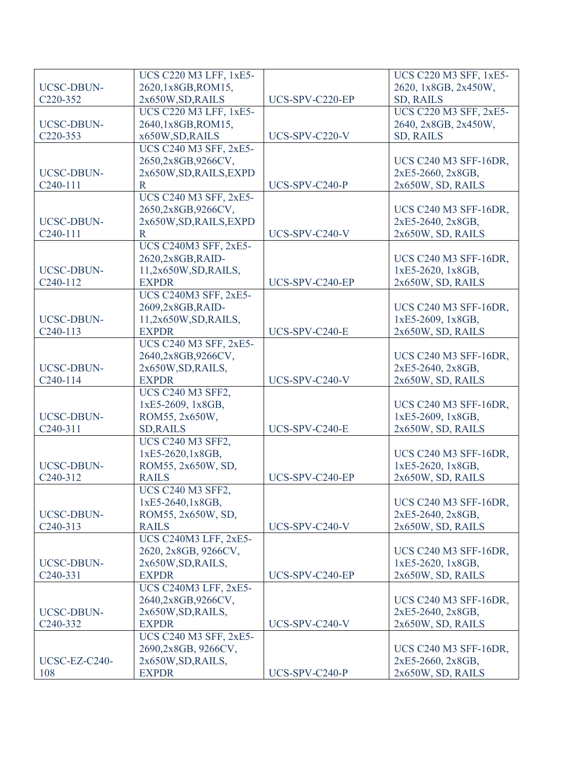| UCSC-DBUN-C220-352 | UCS C220 M3 LFF, 1xE5-2620,1x8GB,ROM15, 2x650W,SD,RAILS | UCS-SPV-C220-EP | UCS C220 M3 SFF, 1xE5-2620, 1x8GB, 2x450W, SD, RAILS |
|---|---|---|---|
| UCSC-DBUN-C220-353 | UCS C220 M3 LFF, 1xE5-2640,1x8GB,ROM15, x650W,SD,RAILS | UCS-SPV-C220-V | UCS C220 M3 SFF, 2xE5-2640, 2x8GB, 2x450W, SD, RAILS |
| UCSC-DBUN-C240-111 | UCS C240 M3 SFF, 2xE5-2650,2x8GB,9266CV, 2x650W,SD,RAILS,EXPDR | UCS-SPV-C240-P | UCS C240 M3 SFF-16DR, 2xE5-2660, 2x8GB, 2x650W, SD, RAILS |
| UCSC-DBUN-C240-111 | UCS C240 M3 SFF, 2xE5-2650,2x8GB,9266CV, 2x650W,SD,RAILS,EXPDR | UCS-SPV-C240-V | UCS C240 M3 SFF-16DR, 2xE5-2640, 2x8GB, 2x650W, SD, RAILS |
| UCSC-DBUN-C240-112 | UCS C240M3 SFF, 2xE5-2620,2x8GB,RAID-11,2x650W,SD,RAILS, EXPDR | UCS-SPV-C240-EP | UCS C240 M3 SFF-16DR, 1xE5-2620, 1x8GB, 2x650W, SD, RAILS |
| UCSC-DBUN-C240-113 | UCS C240M3 SFF, 2xE5-2609,2x8GB,RAID-11,2x650W,SD,RAILS, EXPDR | UCS-SPV-C240-E | UCS C240 M3 SFF-16DR, 1xE5-2609, 1x8GB, 2x650W, SD, RAILS |
| UCSC-DBUN-C240-114 | UCS C240 M3 SFF, 2xE5-2640,2x8GB,9266CV, 2x650W,SD,RAILS, EXPDR | UCS-SPV-C240-V | UCS C240 M3 SFF-16DR, 2xE5-2640, 2x8GB, 2x650W, SD, RAILS |
| UCSC-DBUN-C240-311 | UCS C240 M3 SFF2, 1xE5-2609, 1x8GB, ROM55, 2x650W, SD,RAILS | UCS-SPV-C240-E | UCS C240 M3 SFF-16DR, 1xE5-2609, 1x8GB, 2x650W, SD, RAILS |
| UCSC-DBUN-C240-312 | UCS C240 M3 SFF2, 1xE5-2620,1x8GB, ROM55, 2x650W, SD, RAILS | UCS-SPV-C240-EP | UCS C240 M3 SFF-16DR, 1xE5-2620, 1x8GB, 2x650W, SD, RAILS |
| UCSC-DBUN-C240-313 | UCS C240 M3 SFF2, 1xE5-2640,1x8GB, ROM55, 2x650W, SD, RAILS | UCS-SPV-C240-V | UCS C240 M3 SFF-16DR, 2xE5-2640, 2x8GB, 2x650W, SD, RAILS |
| UCSC-DBUN-C240-331 | UCS C240M3 LFF, 2xE5-2620, 2x8GB, 9266CV, 2x650W,SD,RAILS, EXPDR | UCS-SPV-C240-EP | UCS C240 M3 SFF-16DR, 1xE5-2620, 1x8GB, 2x650W, SD, RAILS |
| UCSC-DBUN-C240-332 | UCS C240M3 LFF, 2xE5-2640,2x8GB,9266CV, 2x650W,SD,RAILS, EXPDR | UCS-SPV-C240-V | UCS C240 M3 SFF-16DR, 2xE5-2640, 2x8GB, 2x650W, SD, RAILS |
| UCSC-EZ-C240-108 | UCS C240 M3 SFF, 2xE5-2690,2x8GB, 9266CV, 2x650W,SD,RAILS, EXPDR | UCS-SPV-C240-P | UCS C240 M3 SFF-16DR, 2xE5-2660, 2x8GB, 2x650W, SD, RAILS |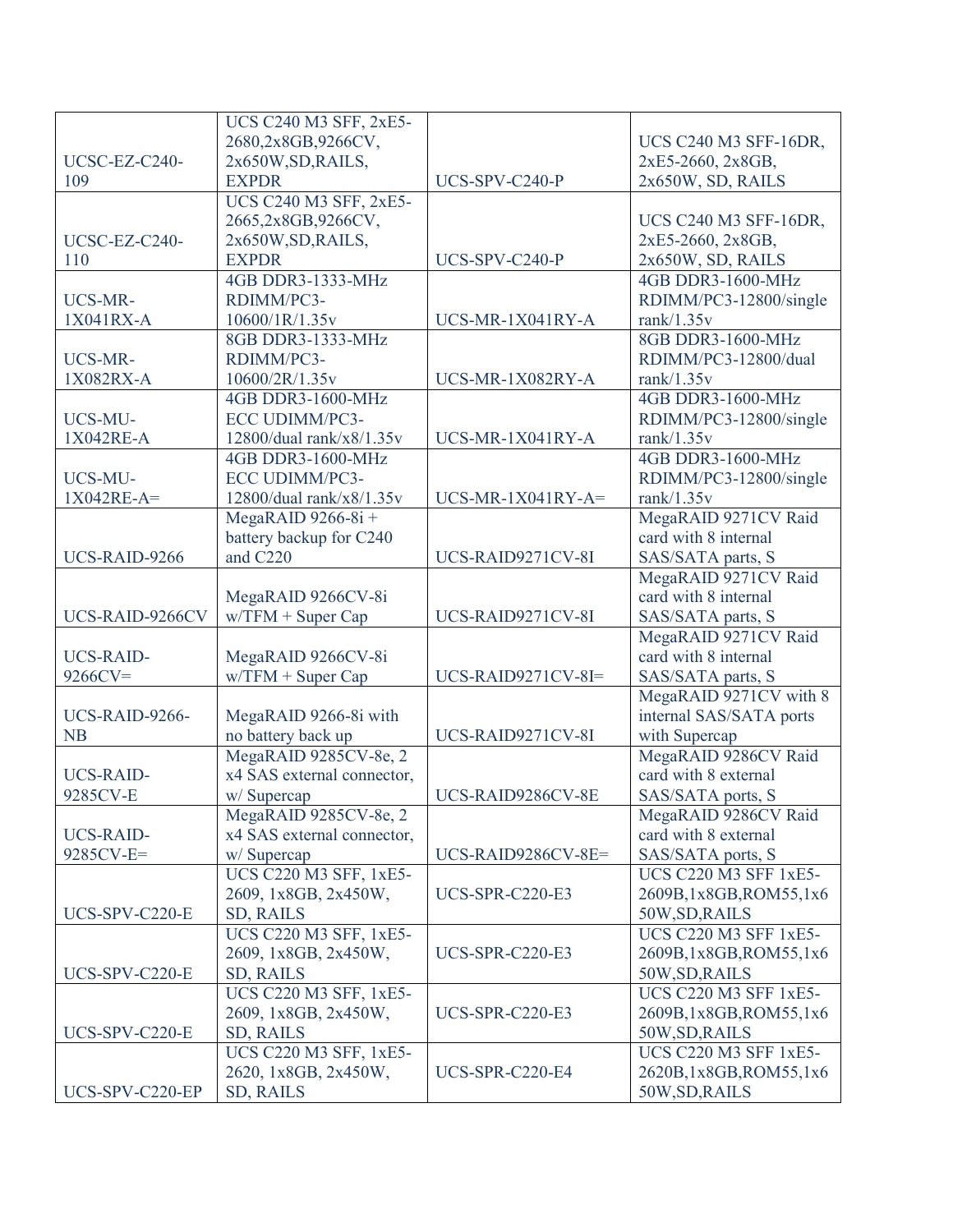| | | | |
|---|---|---|---|
| UCSC-EZ-C240-109 | UCS C240 M3 SFF, 2xE5-2680,2x8GB,9266CV, 2x650W,SD,RAILS, EXPDR | UCS-SPV-C240-P | UCS C240 M3 SFF-16DR, 2xE5-2660, 2x8GB, 2x650W, SD, RAILS |
| UCSC-EZ-C240-110 | UCS C240 M3 SFF, 2xE5-2665,2x8GB,9266CV, 2x650W,SD,RAILS, EXPDR | UCS-SPV-C240-P | UCS C240 M3 SFF-16DR, 2xE5-2660, 2x8GB, 2x650W, SD, RAILS |
| UCS-MR-1X041RX-A | 4GB DDR3-1333-MHz RDIMM/PC3-10600/1R/1.35v | UCS-MR-1X041RY-A | 4GB DDR3-1600-MHz RDIMM/PC3-12800/single rank/1.35v |
| UCS-MR-1X082RX-A | 8GB DDR3-1333-MHz RDIMM/PC3-10600/2R/1.35v | UCS-MR-1X082RY-A | 8GB DDR3-1600-MHz RDIMM/PC3-12800/dual rank/1.35v |
| UCS-MU-1X042RE-A | 4GB DDR3-1600-MHz ECC UDIMM/PC3-12800/dual rank/x8/1.35v | UCS-MR-1X041RY-A | 4GB DDR3-1600-MHz RDIMM/PC3-12800/single rank/1.35v |
| UCS-MU-1X042RE-A= | 4GB DDR3-1600-MHz ECC UDIMM/PC3-12800/dual rank/x8/1.35v | UCS-MR-1X041RY-A= | 4GB DDR3-1600-MHz RDIMM/PC3-12800/single rank/1.35v |
| UCS-RAID-9266 | MegaRAID 9266-8i + battery backup for C240 and C220 | UCS-RAID9271CV-8I | MegaRAID 9271CV Raid card with 8 internal SAS/SATA parts, S |
| UCS-RAID-9266CV | MegaRAID 9266CV-8i w/TFM + Super Cap | UCS-RAID9271CV-8I | MegaRAID 9271CV Raid card with 8 internal SAS/SATA parts, S |
| UCS-RAID-9266CV= | MegaRAID 9266CV-8i w/TFM + Super Cap | UCS-RAID9271CV-8I= | MegaRAID 9271CV Raid card with 8 internal SAS/SATA parts, S |
| UCS-RAID-9266-NB | MegaRAID 9266-8i with no battery back up | UCS-RAID9271CV-8I | MegaRAID 9271CV with 8 internal SAS/SATA ports with Supercap |
| UCS-RAID-9285CV-E | MegaRAID 9285CV-8e, 2 x4 SAS external connector, w/ Supercap | UCS-RAID9286CV-8E | MegaRAID 9286CV Raid card with 8 external SAS/SATA ports, S |
| UCS-RAID-9285CV-E= | MegaRAID 9285CV-8e, 2 x4 SAS external connector, w/ Supercap | UCS-RAID9286CV-8E= | MegaRAID 9286CV Raid card with 8 external SAS/SATA ports, S |
| UCS-SPV-C220-E | UCS C220 M3 SFF, 1xE5-2609, 1x8GB, 2x450W, SD, RAILS | UCS-SPR-C220-E3 | UCS C220 M3 SFF 1xE5-2609B,1x8GB,ROM55,1x650W,SD,RAILS |
| UCS-SPV-C220-E | UCS C220 M3 SFF, 1xE5-2609, 1x8GB, 2x450W, SD, RAILS | UCS-SPR-C220-E3 | UCS C220 M3 SFF 1xE5-2609B,1x8GB,ROM55,1x650W,SD,RAILS |
| UCS-SPV-C220-E | UCS C220 M3 SFF, 1xE5-2609, 1x8GB, 2x450W, SD, RAILS | UCS-SPR-C220-E3 | UCS C220 M3 SFF 1xE5-2609B,1x8GB,ROM55,1x650W,SD,RAILS |
| UCS-SPV-C220-EP | UCS C220 M3 SFF, 1xE5-2620, 1x8GB, 2x450W, SD, RAILS | UCS-SPR-C220-E4 | UCS C220 M3 SFF 1xE5-2620B,1x8GB,ROM55,1x650W,SD,RAILS |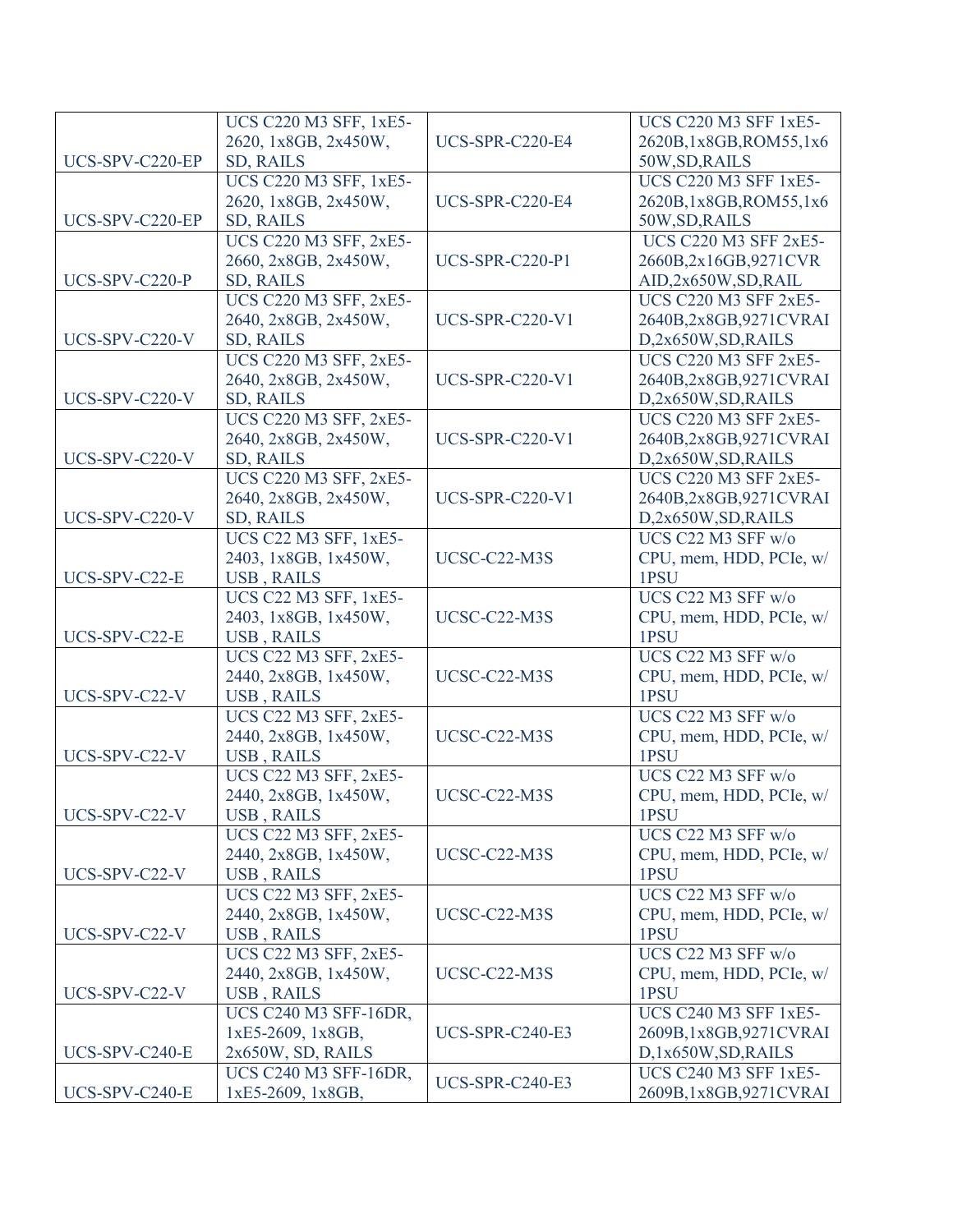| | | | |
|---|---|---|---|
| UCS-SPV-C220-EP | UCS C220 M3 SFF, 1xE5-2620, 1x8GB, 2x450W, SD, RAILS | UCS-SPR-C220-E4 | UCS C220 M3 SFF 1xE5-2620B,1x8GB,ROM55,1x650W,SD,RAILS |
| UCS-SPV-C220-EP | UCS C220 M3 SFF, 1xE5-2620, 1x8GB, 2x450W, SD, RAILS | UCS-SPR-C220-E4 | UCS C220 M3 SFF 1xE5-2620B,1x8GB,ROM55,1x650W,SD,RAILS |
| UCS-SPV-C220-P | UCS C220 M3 SFF, 2xE5-2660, 2x8GB, 2x450W, SD, RAILS | UCS-SPR-C220-P1 | UCS C220 M3 SFF 2xE5-2660B,2x16GB,9271CVRAID,2x650W,SD,RAIL |
| UCS-SPV-C220-V | UCS C220 M3 SFF, 2xE5-2640, 2x8GB, 2x450W, SD, RAILS | UCS-SPR-C220-V1 | UCS C220 M3 SFF 2xE5-2640B,2x8GB,9271CVRAID,2x650W,SD,RAILS |
| UCS-SPV-C220-V | UCS C220 M3 SFF, 2xE5-2640, 2x8GB, 2x450W, SD, RAILS | UCS-SPR-C220-V1 | UCS C220 M3 SFF 2xE5-2640B,2x8GB,9271CVRAID,2x650W,SD,RAILS |
| UCS-SPV-C220-V | UCS C220 M3 SFF, 2xE5-2640, 2x8GB, 2x450W, SD, RAILS | UCS-SPR-C220-V1 | UCS C220 M3 SFF 2xE5-2640B,2x8GB,9271CVRAID,2x650W,SD,RAILS |
| UCS-SPV-C220-V | UCS C220 M3 SFF, 2xE5-2640, 2x8GB, 2x450W, SD, RAILS | UCS-SPR-C220-V1 | UCS C220 M3 SFF 2xE5-2640B,2x8GB,9271CVRAID,2x650W,SD,RAILS |
| UCS-SPV-C22-E | UCS C22 M3 SFF, 1xE5-2403, 1x8GB, 1x450W, USB , RAILS | UCSC-C22-M3S | UCS C22 M3 SFF w/o CPU, mem, HDD, PCIe, w/ 1PSU |
| UCS-SPV-C22-E | UCS C22 M3 SFF, 1xE5-2403, 1x8GB, 1x450W, USB , RAILS | UCSC-C22-M3S | UCS C22 M3 SFF w/o CPU, mem, HDD, PCIe, w/ 1PSU |
| UCS-SPV-C22-V | UCS C22 M3 SFF, 2xE5-2440, 2x8GB, 1x450W, USB , RAILS | UCSC-C22-M3S | UCS C22 M3 SFF w/o CPU, mem, HDD, PCIe, w/ 1PSU |
| UCS-SPV-C22-V | UCS C22 M3 SFF, 2xE5-2440, 2x8GB, 1x450W, USB , RAILS | UCSC-C22-M3S | UCS C22 M3 SFF w/o CPU, mem, HDD, PCIe, w/ 1PSU |
| UCS-SPV-C22-V | UCS C22 M3 SFF, 2xE5-2440, 2x8GB, 1x450W, USB , RAILS | UCSC-C22-M3S | UCS C22 M3 SFF w/o CPU, mem, HDD, PCIe, w/ 1PSU |
| UCS-SPV-C22-V | UCS C22 M3 SFF, 2xE5-2440, 2x8GB, 1x450W, USB , RAILS | UCSC-C22-M3S | UCS C22 M3 SFF w/o CPU, mem, HDD, PCIe, w/ 1PSU |
| UCS-SPV-C22-V | UCS C22 M3 SFF, 2xE5-2440, 2x8GB, 1x450W, USB , RAILS | UCSC-C22-M3S | UCS C22 M3 SFF w/o CPU, mem, HDD, PCIe, w/ 1PSU |
| UCS-SPV-C22-V | UCS C22 M3 SFF, 2xE5-2440, 2x8GB, 1x450W, USB , RAILS | UCSC-C22-M3S | UCS C22 M3 SFF w/o CPU, mem, HDD, PCIe, w/ 1PSU |
| UCS-SPV-C240-E | UCS C240 M3 SFF-16DR, 1xE5-2609, 1x8GB, 2x650W, SD, RAILS | UCS-SPR-C240-E3 | UCS C240 M3 SFF 1xE5-2609B,1x8GB,9271CVRAID,1x650W,SD,RAILS |
| UCS-SPV-C240-E | UCS C240 M3 SFF-16DR, 1xE5-2609, 1x8GB, | UCS-SPR-C240-E3 | UCS C240 M3 SFF 1xE5-2609B,1x8GB,9271CVRAI |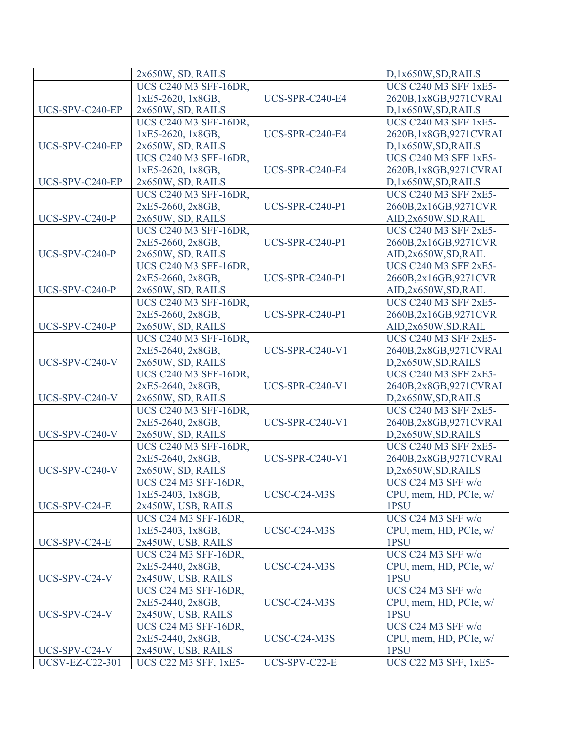| | | | |
|---|---|---|---|
| | 2x650W, SD, RAILS | | D,1x650W,SD,RAILS |
| UCS-SPV-C240-EP | UCS C240 M3 SFF-16DR, 1xE5-2620, 1x8GB, 2x650W, SD, RAILS | UCS-SPR-C240-E4 | UCS C240 M3 SFF 1xE5-2620B,1x8GB,9271CVRAID,1x650W,SD,RAILS |
| UCS-SPV-C240-EP | UCS C240 M3 SFF-16DR, 1xE5-2620, 1x8GB, 2x650W, SD, RAILS | UCS-SPR-C240-E4 | UCS C240 M3 SFF 1xE5-2620B,1x8GB,9271CVRAID,1x650W,SD,RAILS |
| UCS-SPV-C240-EP | UCS C240 M3 SFF-16DR, 1xE5-2620, 1x8GB, 2x650W, SD, RAILS | UCS-SPR-C240-E4 | UCS C240 M3 SFF 1xE5-2620B,1x8GB,9271CVRAID,1x650W,SD,RAILS |
| UCS-SPV-C240-P | UCS C240 M3 SFF-16DR, 2xE5-2660, 2x8GB, 2x650W, SD, RAILS | UCS-SPR-C240-P1 | UCS C240 M3 SFF 2xE5-2660B,2x16GB,9271CVRAID,2x650W,SD,RAIL |
| UCS-SPV-C240-P | UCS C240 M3 SFF-16DR, 2xE5-2660, 2x8GB, 2x650W, SD, RAILS | UCS-SPR-C240-P1 | UCS C240 M3 SFF 2xE5-2660B,2x16GB,9271CVRAID,2x650W,SD,RAIL |
| UCS-SPV-C240-P | UCS C240 M3 SFF-16DR, 2xE5-2660, 2x8GB, 2x650W, SD, RAILS | UCS-SPR-C240-P1 | UCS C240 M3 SFF 2xE5-2660B,2x16GB,9271CVRAID,2x650W,SD,RAIL |
| UCS-SPV-C240-P | UCS C240 M3 SFF-16DR, 2xE5-2660, 2x8GB, 2x650W, SD, RAILS | UCS-SPR-C240-P1 | UCS C240 M3 SFF 2xE5-2660B,2x16GB,9271CVRAID,2x650W,SD,RAIL |
| UCS-SPV-C240-V | UCS C240 M3 SFF-16DR, 2xE5-2640, 2x8GB, 2x650W, SD, RAILS | UCS-SPR-C240-V1 | UCS C240 M3 SFF 2xE5-2640B,2x8GB,9271CVRAID,2x650W,SD,RAILS |
| UCS-SPV-C240-V | UCS C240 M3 SFF-16DR, 2xE5-2640, 2x8GB, 2x650W, SD, RAILS | UCS-SPR-C240-V1 | UCS C240 M3 SFF 2xE5-2640B,2x8GB,9271CVRAID,2x650W,SD,RAILS |
| UCS-SPV-C240-V | UCS C240 M3 SFF-16DR, 2xE5-2640, 2x8GB, 2x650W, SD, RAILS | UCS-SPR-C240-V1 | UCS C240 M3 SFF 2xE5-2640B,2x8GB,9271CVRAID,2x650W,SD,RAILS |
| UCS-SPV-C240-V | UCS C240 M3 SFF-16DR, 2xE5-2640, 2x8GB, 2x650W, SD, RAILS | UCS-SPR-C240-V1 | UCS C240 M3 SFF 2xE5-2640B,2x8GB,9271CVRAID,2x650W,SD,RAILS |
| UCS-SPV-C24-E | UCS C24 M3 SFF-16DR, 1xE5-2403, 1x8GB, 2x450W, USB, RAILS | UCSC-C24-M3S | UCS C24 M3 SFF w/o CPU, mem, HD, PCIe, w/ 1PSU |
| UCS-SPV-C24-E | UCS C24 M3 SFF-16DR, 1xE5-2403, 1x8GB, 2x450W, USB, RAILS | UCSC-C24-M3S | UCS C24 M3 SFF w/o CPU, mem, HD, PCIe, w/ 1PSU |
| UCS-SPV-C24-V | UCS C24 M3 SFF-16DR, 2xE5-2440, 2x8GB, 2x450W, USB, RAILS | UCSC-C24-M3S | UCS C24 M3 SFF w/o CPU, mem, HD, PCIe, w/ 1PSU |
| UCS-SPV-C24-V | UCS C24 M3 SFF-16DR, 2xE5-2440, 2x8GB, 2x450W, USB, RAILS | UCSC-C24-M3S | UCS C24 M3 SFF w/o CPU, mem, HD, PCIe, w/ 1PSU |
| UCS-SPV-C24-V | UCS C24 M3 SFF-16DR, 2xE5-2440, 2x8GB, 2x450W, USB, RAILS | UCSC-C24-M3S | UCS C24 M3 SFF w/o CPU, mem, HD, PCIe, w/ 1PSU |
| UCSV-EZ-C22-301 | UCS C22 M3 SFF, 1xE5- | UCS-SPV-C22-E | UCS C22 M3 SFF, 1xE5- |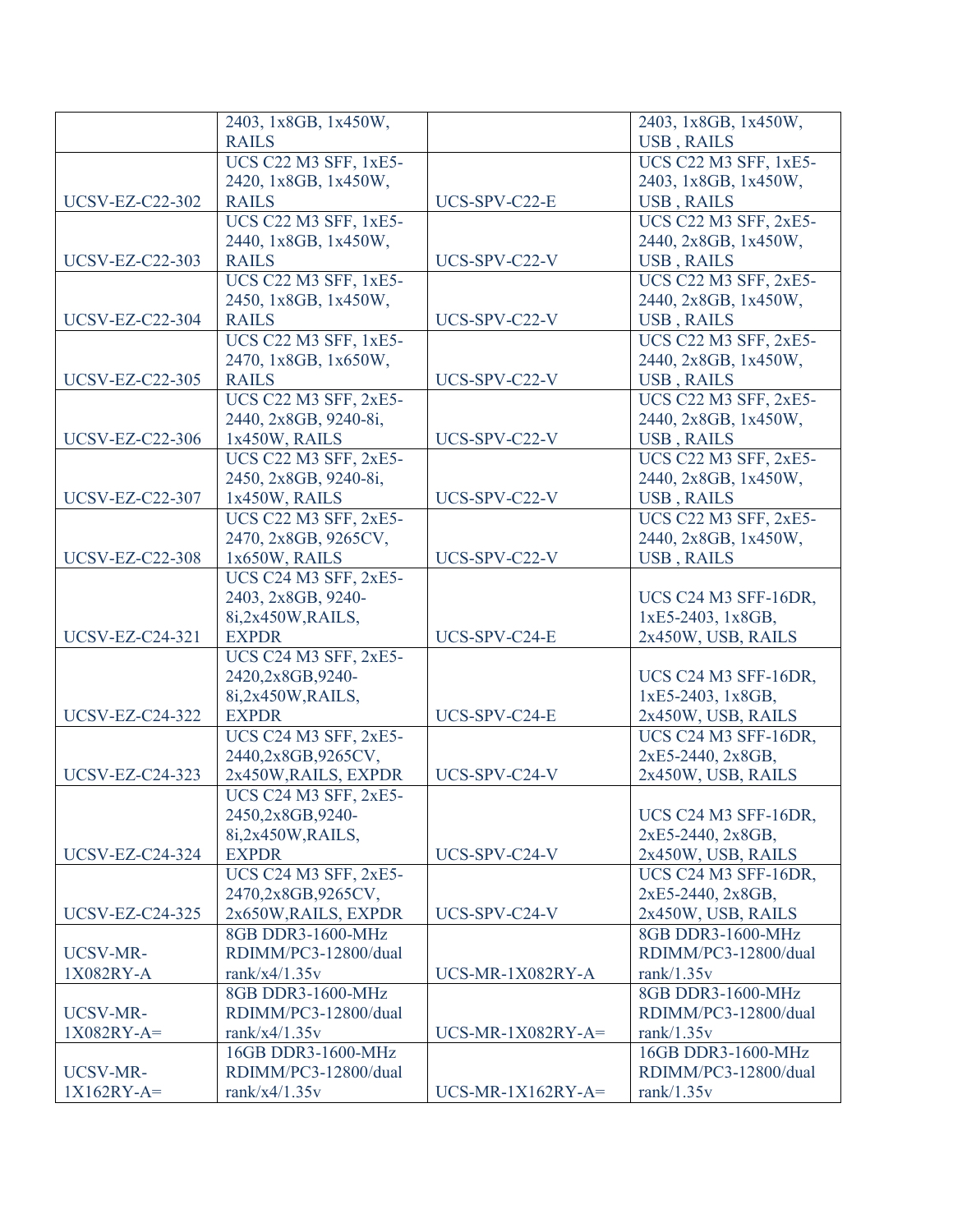| | | | |
|---|---|---|---|
| | 2403, 1x8GB, 1x450W, RAILS | | 2403, 1x8GB, 1x450W, USB , RAILS |
| UCSV-EZ-C22-302 | UCS C22 M3 SFF, 1xE5-2420, 1x8GB, 1x450W, RAILS | UCS-SPV-C22-E | UCS C22 M3 SFF, 1xE5-2403, 1x8GB, 1x450W, USB , RAILS |
| UCSV-EZ-C22-303 | UCS C22 M3 SFF, 1xE5-2440, 1x8GB, 1x450W, RAILS | UCS-SPV-C22-V | UCS C22 M3 SFF, 2xE5-2440, 2x8GB, 1x450W, USB , RAILS |
| UCSV-EZ-C22-304 | UCS C22 M3 SFF, 1xE5-2450, 1x8GB, 1x450W, RAILS | UCS-SPV-C22-V | UCS C22 M3 SFF, 2xE5-2440, 2x8GB, 1x450W, USB , RAILS |
| UCSV-EZ-C22-305 | UCS C22 M3 SFF, 1xE5-2470, 1x8GB, 1x650W, RAILS | UCS-SPV-C22-V | UCS C22 M3 SFF, 2xE5-2440, 2x8GB, 1x450W, USB , RAILS |
| UCSV-EZ-C22-306 | UCS C22 M3 SFF, 2xE5-2440, 2x8GB, 9240-8i, 1x450W, RAILS | UCS-SPV-C22-V | UCS C22 M3 SFF, 2xE5-2440, 2x8GB, 1x450W, USB , RAILS |
| UCSV-EZ-C22-307 | UCS C22 M3 SFF, 2xE5-2450, 2x8GB, 9240-8i, 1x450W, RAILS | UCS-SPV-C22-V | UCS C22 M3 SFF, 2xE5-2440, 2x8GB, 1x450W, USB , RAILS |
| UCSV-EZ-C22-308 | UCS C22 M3 SFF, 2xE5-2470, 2x8GB, 9265CV, 1x650W, RAILS | UCS-SPV-C22-V | UCS C22 M3 SFF, 2xE5-2440, 2x8GB, 1x450W, USB , RAILS |
| UCSV-EZ-C24-321 | UCS C24 M3 SFF, 2xE5-2403, 2x8GB, 9240-8i,2x450W,RAILS, EXPDR | UCS-SPV-C24-E | UCS C24 M3 SFF-16DR, 1xE5-2403, 1x8GB, 2x450W, USB, RAILS |
| UCSV-EZ-C24-322 | UCS C24 M3 SFF, 2xE5-2420,2x8GB,9240-8i,2x450W,RAILS, EXPDR | UCS-SPV-C24-E | UCS C24 M3 SFF-16DR, 1xE5-2403, 1x8GB, 2x450W, USB, RAILS |
| UCSV-EZ-C24-323 | UCS C24 M3 SFF, 2xE5-2440,2x8GB,9265CV, 2x450W,RAILS, EXPDR | UCS-SPV-C24-V | UCS C24 M3 SFF-16DR, 2xE5-2440, 2x8GB, 2x450W, USB, RAILS |
| UCSV-EZ-C24-324 | UCS C24 M3 SFF, 2xE5-2450,2x8GB,9240-8i,2x450W,RAILS, EXPDR | UCS-SPV-C24-V | UCS C24 M3 SFF-16DR, 2xE5-2440, 2x8GB, 2x450W, USB, RAILS |
| UCSV-EZ-C24-325 | UCS C24 M3 SFF, 2xE5-2470,2x8GB,9265CV, 2x650W,RAILS, EXPDR | UCS-SPV-C24-V | UCS C24 M3 SFF-16DR, 2xE5-2440, 2x8GB, 2x450W, USB, RAILS |
| UCSV-MR-1X082RY-A | 8GB DDR3-1600-MHz RDIMM/PC3-12800/dual rank/x4/1.35v | UCS-MR-1X082RY-A | 8GB DDR3-1600-MHz RDIMM/PC3-12800/dual rank/1.35v |
| UCSV-MR-1X082RY-A= | 8GB DDR3-1600-MHz RDIMM/PC3-12800/dual rank/x4/1.35v | UCS-MR-1X082RY-A= | 8GB DDR3-1600-MHz RDIMM/PC3-12800/dual rank/1.35v |
| UCSV-MR-1X162RY-A= | 16GB DDR3-1600-MHz RDIMM/PC3-12800/dual rank/x4/1.35v | UCS-MR-1X162RY-A= | 16GB DDR3-1600-MHz RDIMM/PC3-12800/dual rank/1.35v |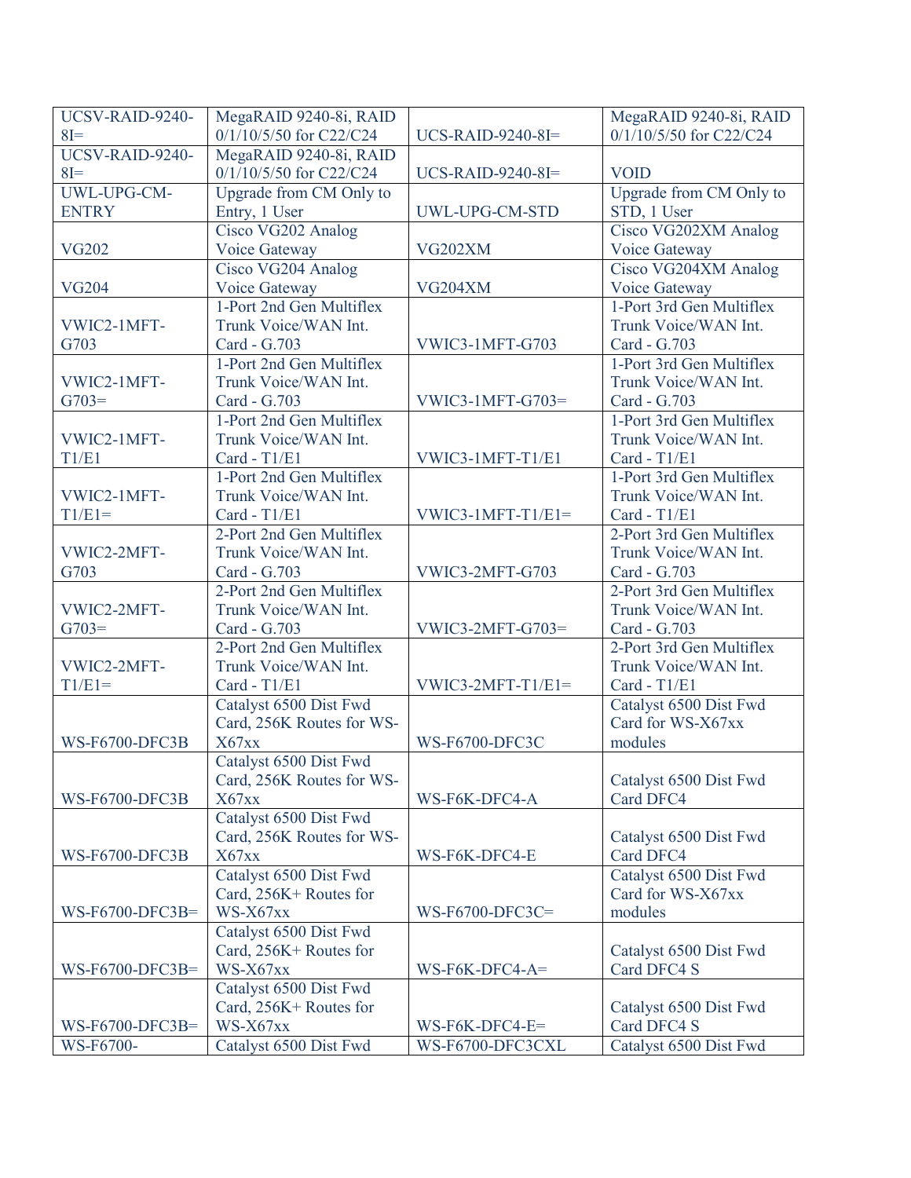| UCSV-RAID-9240-8I= | MegaRAID 9240-8i, RAID 0/1/10/5/50 for C22/C24 | UCS-RAID-9240-8I= | MegaRAID 9240-8i, RAID 0/1/10/5/50 for C22/C24 |
|---|---|---|---|
| UCSV-RAID-9240-8I= | MegaRAID 9240-8i, RAID 0/1/10/5/50 for C22/C24 | UCS-RAID-9240-8I= | VOID |
| UWL-UPG-CM-ENTRY | Upgrade from CM Only to Entry, 1 User | UWL-UPG-CM-STD | Upgrade from CM Only to STD, 1 User |
| VG202 | Cisco VG202 Analog Voice Gateway | VG202XM | Cisco VG202XM Analog Voice Gateway |
| VG204 | Cisco VG204 Analog Voice Gateway | VG204XM | Cisco VG204XM Analog Voice Gateway |
| VWIC2-1MFT-G703 | 1-Port 2nd Gen Multiflex Trunk Voice/WAN Int. Card - G.703 | VWIC3-1MFT-G703 | 1-Port 3rd Gen Multiflex Trunk Voice/WAN Int. Card - G.703 |
| VWIC2-1MFT-G703= | 1-Port 2nd Gen Multiflex Trunk Voice/WAN Int. Card - G.703 | VWIC3-1MFT-G703= | 1-Port 3rd Gen Multiflex Trunk Voice/WAN Int. Card - G.703 |
| VWIC2-1MFT-T1/E1 | 1-Port 2nd Gen Multiflex Trunk Voice/WAN Int. Card - T1/E1 | VWIC3-1MFT-T1/E1 | 1-Port 3rd Gen Multiflex Trunk Voice/WAN Int. Card - T1/E1 |
| VWIC2-1MFT-T1/E1= | 1-Port 2nd Gen Multiflex Trunk Voice/WAN Int. Card - T1/E1 | VWIC3-1MFT-T1/E1= | 1-Port 3rd Gen Multiflex Trunk Voice/WAN Int. Card - T1/E1 |
| VWIC2-2MFT-G703 | 2-Port 2nd Gen Multiflex Trunk Voice/WAN Int. Card - G.703 | VWIC3-2MFT-G703 | 2-Port 3rd Gen Multiflex Trunk Voice/WAN Int. Card - G.703 |
| VWIC2-2MFT-G703= | 2-Port 2nd Gen Multiflex Trunk Voice/WAN Int. Card - G.703 | VWIC3-2MFT-G703= | 2-Port 3rd Gen Multiflex Trunk Voice/WAN Int. Card - G.703 |
| VWIC2-2MFT-T1/E1= | 2-Port 2nd Gen Multiflex Trunk Voice/WAN Int. Card - T1/E1 | VWIC3-2MFT-T1/E1= | 2-Port 3rd Gen Multiflex Trunk Voice/WAN Int. Card - T1/E1 |
| WS-F6700-DFC3B | Catalyst 6500 Dist Fwd Card, 256K Routes for WS-X67xx | WS-F6700-DFC3C | Catalyst 6500 Dist Fwd Card for WS-X67xx modules |
| WS-F6700-DFC3B | Catalyst 6500 Dist Fwd Card, 256K Routes for WS-X67xx | WS-F6K-DFC4-A | Catalyst 6500 Dist Fwd Card DFC4 |
| WS-F6700-DFC3B | Catalyst 6500 Dist Fwd Card, 256K Routes for WS-X67xx | WS-F6K-DFC4-E | Catalyst 6500 Dist Fwd Card DFC4 |
| WS-F6700-DFC3B= | Catalyst 6500 Dist Fwd Card, 256K+ Routes for WS-X67xx | WS-F6700-DFC3C= | Catalyst 6500 Dist Fwd Card for WS-X67xx modules |
| WS-F6700-DFC3B= | Catalyst 6500 Dist Fwd Card, 256K+ Routes for WS-X67xx | WS-F6K-DFC4-A= | Catalyst 6500 Dist Fwd Card DFC4 S |
| WS-F6700-DFC3B= | Catalyst 6500 Dist Fwd Card, 256K+ Routes for WS-X67xx | WS-F6K-DFC4-E= | Catalyst 6500 Dist Fwd Card DFC4 S |
| WS-F6700- | Catalyst 6500 Dist Fwd | WS-F6700-DFC3CXL | Catalyst 6500 Dist Fwd |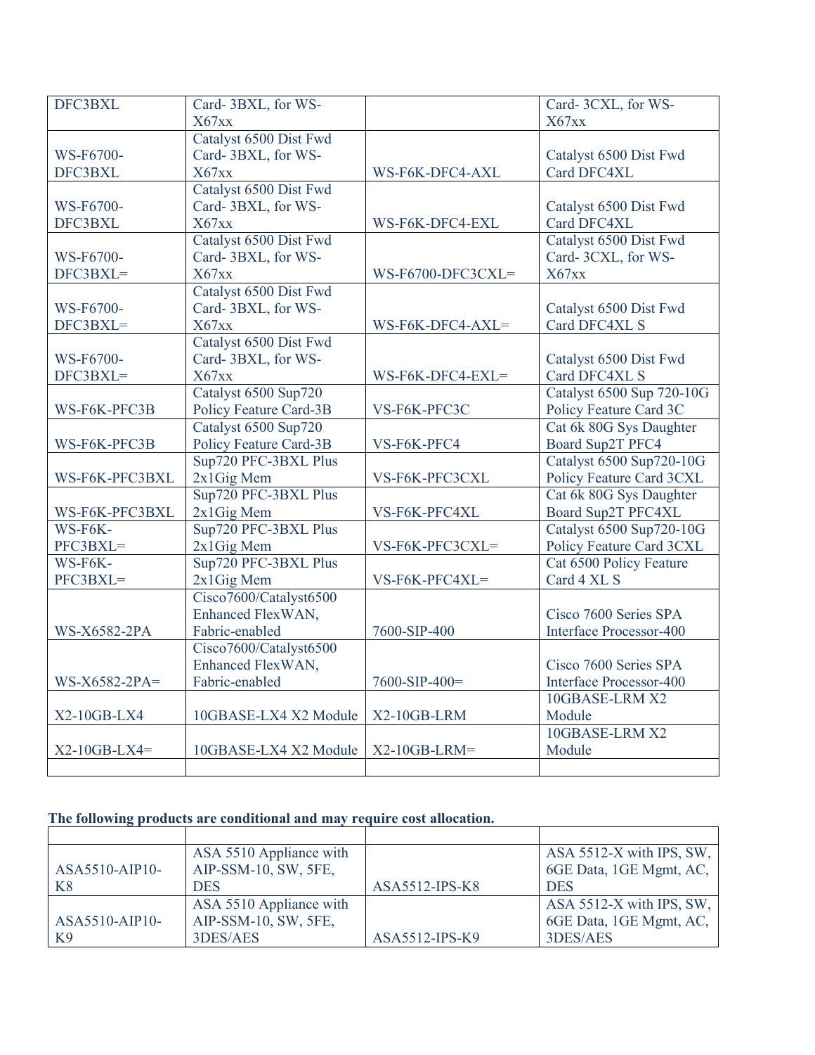| | | | |
|---|---|---|---|
| DFC3BXL | Card- 3BXL, for WS-X67xx | | Card- 3CXL, for WS-X67xx |
| WS-F6700-DFC3BXL | Catalyst 6500 Dist Fwd Card- 3BXL, for WS-X67xx | WS-F6K-DFC4-AXL | Catalyst 6500 Dist Fwd Card DFC4XL |
| WS-F6700-DFC3BXL | Catalyst 6500 Dist Fwd Card- 3BXL, for WS-X67xx | WS-F6K-DFC4-EXL | Catalyst 6500 Dist Fwd Card DFC4XL |
| WS-F6700-DFC3BXL= | Catalyst 6500 Dist Fwd Card- 3BXL, for WS-X67xx | WS-F6700-DFC3CXL= | Catalyst 6500 Dist Fwd Card- 3CXL, for WS-X67xx |
| WS-F6700-DFC3BXL= | Catalyst 6500 Dist Fwd Card- 3BXL, for WS-X67xx | WS-F6K-DFC4-AXL= | Catalyst 6500 Dist Fwd Card DFC4XL S |
| WS-F6700-DFC3BXL= | Catalyst 6500 Dist Fwd Card- 3BXL, for WS-X67xx | WS-F6K-DFC4-EXL= | Catalyst 6500 Dist Fwd Card DFC4XL S |
| WS-F6K-PFC3B | Catalyst 6500 Sup720 Policy Feature Card-3B | VS-F6K-PFC3C | Catalyst 6500 Sup 720-10G Policy Feature Card 3C |
| WS-F6K-PFC3B | Catalyst 6500 Sup720 Policy Feature Card-3B | VS-F6K-PFC4 | Cat 6k 80G Sys Daughter Board Sup2T PFC4 |
| WS-F6K-PFC3BXL | Sup720 PFC-3BXL Plus 2x1Gig Mem | VS-F6K-PFC3CXL | Catalyst 6500 Sup720-10G Policy Feature Card 3CXL |
| WS-F6K-PFC3BXL | Sup720 PFC-3BXL Plus 2x1Gig Mem | VS-F6K-PFC4XL | Cat 6k 80G Sys Daughter Board Sup2T PFC4XL |
| WS-F6K-PFC3BXL= | Sup720 PFC-3BXL Plus 2x1Gig Mem | VS-F6K-PFC3CXL= | Catalyst 6500 Sup720-10G Policy Feature Card 3CXL |
| WS-F6K-PFC3BXL= | Sup720 PFC-3BXL Plus 2x1Gig Mem | VS-F6K-PFC4XL= | Cat 6500 Policy Feature Card 4 XL S |
| WS-X6582-2PA | Cisco7600/Catalyst6500 Enhanced FlexWAN, Fabric-enabled | 7600-SIP-400 | Cisco 7600 Series SPA Interface Processor-400 |
| WS-X6582-2PA= | Cisco7600/Catalyst6500 Enhanced FlexWAN, Fabric-enabled | 7600-SIP-400= | Cisco 7600 Series SPA Interface Processor-400 |
| X2-10GB-LX4 | 10GBASE-LX4 X2 Module | X2-10GB-LRM | 10GBASE-LRM X2 Module |
| X2-10GB-LX4= | 10GBASE-LX4 X2 Module | X2-10GB-LRM= | 10GBASE-LRM X2 Module |
| | | | |

**The following products are conditional and may require cost allocation.**

| | | | |
|---|---|---|---|
| ASA5510-AIP10-K8 | ASA 5510 Appliance with AIP-SSM-10, SW, 5FE, DES | ASA5512-IPS-K8 | ASA 5512-X with IPS, SW, 6GE Data, 1GE Mgmt, AC, DES |
| ASA5510-AIP10-K9 | ASA 5510 Appliance with AIP-SSM-10, SW, 5FE, 3DES/AES | ASA5512-IPS-K9 | ASA 5512-X with IPS, SW, 6GE Data, 1GE Mgmt, AC, 3DES/AES |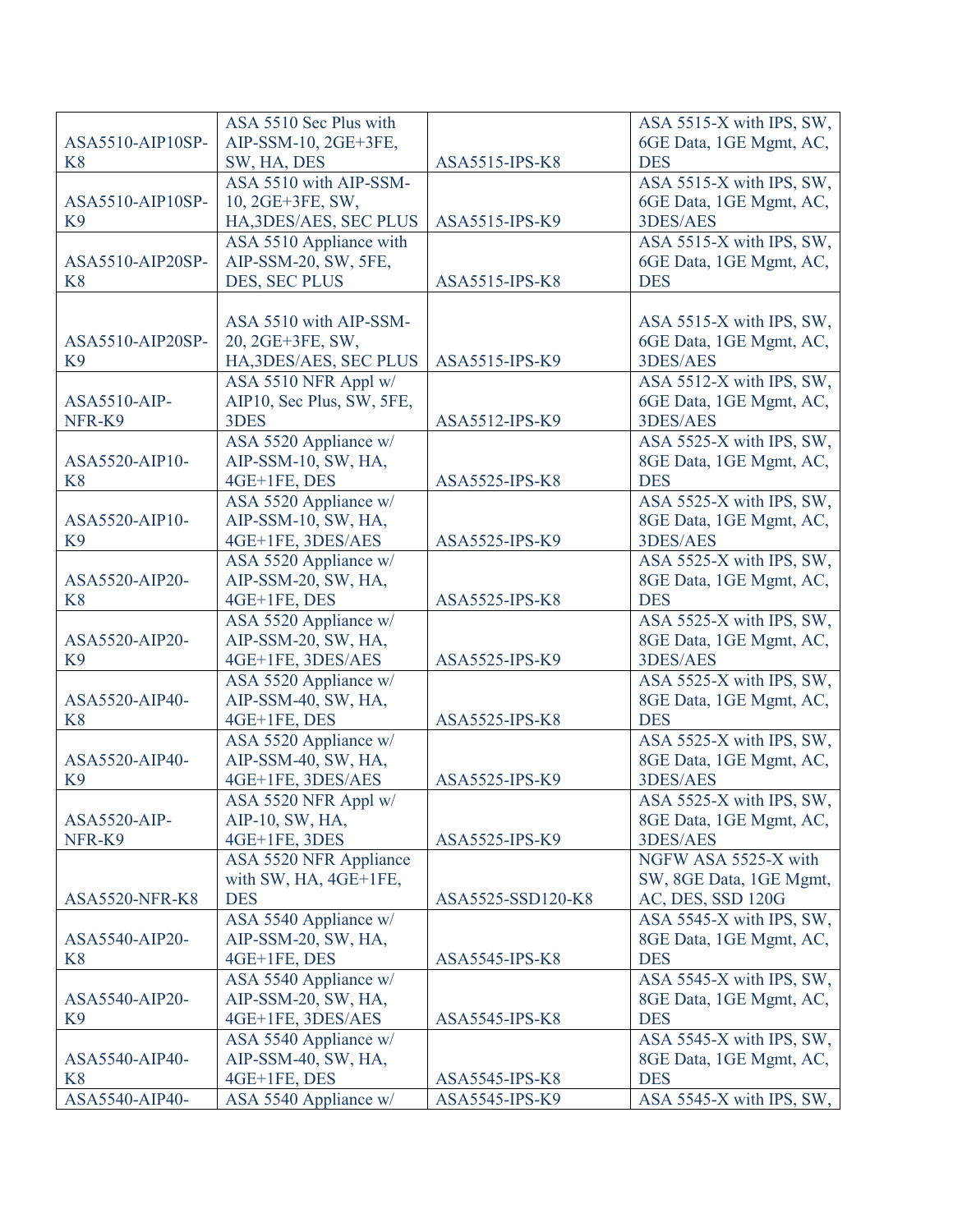| ASA5510-AIP10SP-K8 | ASA 5510 Sec Plus with AIP-SSM-10, 2GE+3FE, SW, HA, DES | ASA5515-IPS-K8 | ASA 5515-X with IPS, SW, 6GE Data, 1GE Mgmt, AC, DES |
|---|---|---|---|
| ASA5510-AIP10SP-K9 | ASA 5510 with AIP-SSM-10, 2GE+3FE, SW, HA,3DES/AES, SEC PLUS | ASA5515-IPS-K9 | ASA 5515-X with IPS, SW, 6GE Data, 1GE Mgmt, AC, 3DES/AES |
| ASA5510-AIP20SP-K8 | ASA 5510 Appliance with AIP-SSM-20, SW, 5FE, DES, SEC PLUS | ASA5515-IPS-K8 | ASA 5515-X with IPS, SW, 6GE Data, 1GE Mgmt, AC, DES |
| ASA5510-AIP20SP-K9 | ASA 5510 with AIP-SSM-20, 2GE+3FE, SW, HA,3DES/AES, SEC PLUS | ASA5515-IPS-K9 | ASA 5515-X with IPS, SW, 6GE Data, 1GE Mgmt, AC, 3DES/AES |
| ASA5510-AIP-NFR-K9 | ASA 5510 NFR Appl w/ AIP10, Sec Plus, SW, 5FE, 3DES | ASA5512-IPS-K9 | ASA 5512-X with IPS, SW, 6GE Data, 1GE Mgmt, AC, 3DES/AES |
| ASA5520-AIP10-K8 | ASA 5520 Appliance w/ AIP-SSM-10, SW, HA, 4GE+1FE, DES | ASA5525-IPS-K8 | ASA 5525-X with IPS, SW, 8GE Data, 1GE Mgmt, AC, DES |
| ASA5520-AIP10-K9 | ASA 5520 Appliance w/ AIP-SSM-10, SW, HA, 4GE+1FE, 3DES/AES | ASA5525-IPS-K9 | ASA 5525-X with IPS, SW, 8GE Data, 1GE Mgmt, AC, 3DES/AES |
| ASA5520-AIP20-K8 | ASA 5520 Appliance w/ AIP-SSM-20, SW, HA, 4GE+1FE, DES | ASA5525-IPS-K8 | ASA 5525-X with IPS, SW, 8GE Data, 1GE Mgmt, AC, DES |
| ASA5520-AIP20-K9 | ASA 5520 Appliance w/ AIP-SSM-20, SW, HA, 4GE+1FE, 3DES/AES | ASA5525-IPS-K9 | ASA 5525-X with IPS, SW, 8GE Data, 1GE Mgmt, AC, 3DES/AES |
| ASA5520-AIP40-K8 | ASA 5520 Appliance w/ AIP-SSM-40, SW, HA, 4GE+1FE, DES | ASA5525-IPS-K8 | ASA 5525-X with IPS, SW, 8GE Data, 1GE Mgmt, AC, DES |
| ASA5520-AIP40-K9 | ASA 5520 Appliance w/ AIP-SSM-40, SW, HA, 4GE+1FE, 3DES/AES | ASA5525-IPS-K9 | ASA 5525-X with IPS, SW, 8GE Data, 1GE Mgmt, AC, 3DES/AES |
| ASA5520-AIP-NFR-K9 | ASA 5520 NFR Appl w/ AIP-10, SW, HA, 4GE+1FE, 3DES | ASA5525-IPS-K9 | ASA 5525-X with IPS, SW, 8GE Data, 1GE Mgmt, AC, 3DES/AES |
| ASA5520-NFR-K8 | ASA 5520 NFR Appliance with SW, HA, 4GE+1FE, DES | ASA5525-SSD120-K8 | NGFW ASA 5525-X with SW, 8GE Data, 1GE Mgmt, AC, DES, SSD 120G |
| ASA5540-AIP20-K8 | ASA 5540 Appliance w/ AIP-SSM-20, SW, HA, 4GE+1FE, DES | ASA5545-IPS-K8 | ASA 5545-X with IPS, SW, 8GE Data, 1GE Mgmt, AC, DES |
| ASA5540-AIP20-K9 | ASA 5540 Appliance w/ AIP-SSM-20, SW, HA, 4GE+1FE, 3DES/AES | ASA5545-IPS-K8 | ASA 5545-X with IPS, SW, 8GE Data, 1GE Mgmt, AC, DES |
| ASA5540-AIP40-K8 | ASA 5540 Appliance w/ AIP-SSM-40, SW, HA, 4GE+1FE, DES | ASA5545-IPS-K8 | ASA 5545-X with IPS, SW, 8GE Data, 1GE Mgmt, AC, DES |
| ASA5540-AIP40- | ASA 5540 Appliance w/ | ASA5545-IPS-K9 | ASA 5545-X with IPS, SW, |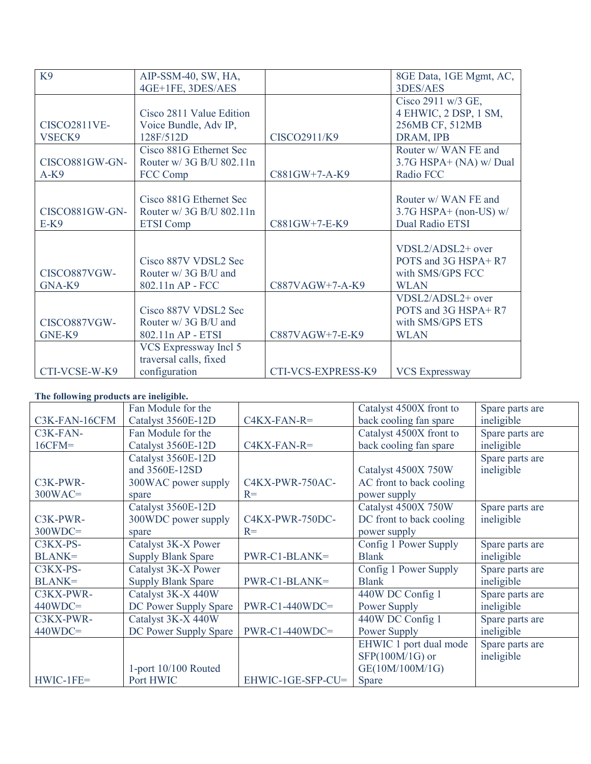| K9 | AIP-SSM-40, SW, HA, 4GE+1FE, 3DES/AES | | 8GE Data, 1GE Mgmt, AC, 3DES/AES |
|---|---|---|---|
| CISCO2811VE-VSECK9 | Cisco 2811 Value Edition Voice Bundle, Adv IP, 128F/512D | CISCO2911/K9 | Cisco 2911 w/3 GE, 4 EHWIC, 2 DSP, 1 SM, 256MB CF, 512MB DRAM, IPB |
| CISCO881GW-GN-A-K9 | Cisco 881G Ethernet Sec Router w/ 3G B/U 802.11n FCC Comp | C881GW+7-A-K9 | Router w/ WAN FE and 3.7G HSPA+ (NA) w/ Dual Radio FCC |
| CISCO881GW-GN-E-K9 | Cisco 881G Ethernet Sec Router w/ 3G B/U 802.11n ETSI Comp | C881GW+7-E-K9 | Router w/ WAN FE and 3.7G HSPA+ (non-US) w/ Dual Radio ETSI |
| CISCO887VGW-GNA-K9 | Cisco 887V VDSL2 Sec Router w/ 3G B/U and 802.11n AP - FCC | C887VAGW+7-A-K9 | VDSL2/ADSL2+ over POTS and 3G HSPA+ R7 with SMS/GPS FCC WLAN |
| CISCO887VGW-GNE-K9 | Cisco 887V VDSL2 Sec Router w/ 3G B/U and 802.11n AP - ETSI | C887VAGW+7-E-K9 | VDSL2/ADSL2+ over POTS and 3G HSPA+ R7 with SMS/GPS ETS WLAN |
| CTI-VCSE-W-K9 | VCS Expressway Incl 5 traversal calls, fixed configuration | CTI-VCS-EXPRESS-K9 | VCS Expressway |

**The following products are ineligible.**

| C3K-FAN-16CFM | Fan Module for the Catalyst 3560E-12D | C4KX-FAN-R= | Catalyst 4500X front to back cooling fan spare | Spare parts are ineligible |
|---|---|---|---|---|
| C3K-FAN-16CFM= | Fan Module for the Catalyst 3560E-12D | C4KX-FAN-R= | Catalyst 4500X front to back cooling fan spare | Spare parts are ineligible |
| C3K-PWR-300WAC= | Catalyst 3560E-12D and 3560E-12SD 300WAC power supply spare | C4KX-PWR-750AC-R= | Catalyst 4500X 750W AC front to back cooling power supply | Spare parts are ineligible |
| C3K-PWR-300WDC= | Catalyst 3560E-12D 300WDC power supply spare | C4KX-PWR-750DC-R= | Catalyst 4500X 750W DC front to back cooling power supply | Spare parts are ineligible |
| C3KX-PS-BLANK= | Catalyst 3K-X Power Supply Blank Spare | PWR-C1-BLANK= | Config 1 Power Supply Blank | Spare parts are ineligible |
| C3KX-PS-BLANK= | Catalyst 3K-X Power Supply Blank Spare | PWR-C1-BLANK= | Config 1 Power Supply Blank | Spare parts are ineligible |
| C3KX-PWR-440WDC= | Catalyst 3K-X 440W DC Power Supply Spare | PWR-C1-440WDC= | 440W DC Config 1 Power Supply | Spare parts are ineligible |
| C3KX-PWR-440WDC= | Catalyst 3K-X 440W DC Power Supply Spare | PWR-C1-440WDC= | 440W DC Config 1 Power Supply | Spare parts are ineligible |
| HWIC-1FE= | 1-port 10/100 Routed Port HWIC | EHWIC-1GE-SFP-CU= | EHWIC 1 port dual mode SFP(100M/1G) or GE(10M/100M/1G) Spare | Spare parts are ineligible |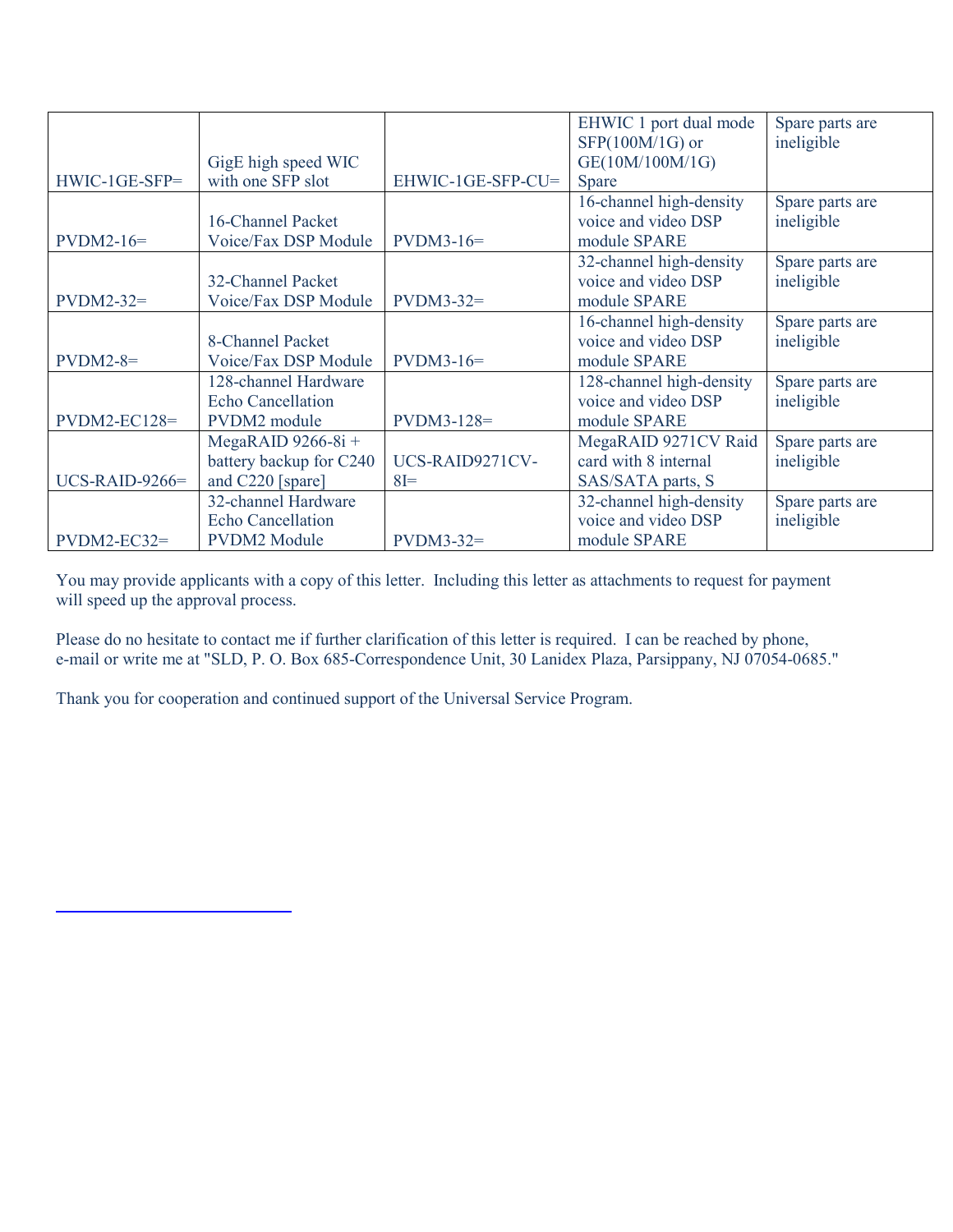| | | | | |
|---|---|---|---|---|
| HWIC-1GE-SFP= | GigE high speed WIC with one SFP slot | EHWIC-1GE-SFP-CU= | EHWIC 1 port dual mode SFP(100M/1G) or GE(10M/100M/1G) Spare | Spare parts are ineligible |
| PVDM2-16= | 16-Channel Packet Voice/Fax DSP Module | PVDM3-16= | 16-channel high-density voice and video DSP module SPARE | Spare parts are ineligible |
| PVDM2-32= | 32-Channel Packet Voice/Fax DSP Module | PVDM3-32= | 32-channel high-density voice and video DSP module SPARE | Spare parts are ineligible |
| PVDM2-8= | 8-Channel Packet Voice/Fax DSP Module | PVDM3-16= | 16-channel high-density voice and video DSP module SPARE | Spare parts are ineligible |
| PVDM2-EC128= | 128-channel Hardware Echo Cancellation PVDM2 module | PVDM3-128= | 128-channel high-density voice and video DSP module SPARE | Spare parts are ineligible |
| UCS-RAID-9266= | MegaRAID 9266-8i + battery backup for C240 and C220 [spare] | UCS-RAID9271CV-8I= | MegaRAID 9271CV Raid card with 8 internal SAS/SATA parts, S | Spare parts are ineligible |
| PVDM2-EC32= | 32-channel Hardware Echo Cancellation PVDM2 Module | PVDM3-32= | 32-channel high-density voice and video DSP module SPARE | Spare parts are ineligible |

You may provide applicants with a copy of this letter. Including this letter as attachments to request for payment will speed up the approval process.

Please do no hesitate to contact me if further clarification of this letter is required. I can be reached by phone, e-mail or write me at "SLD, P. O. Box 685-Correspondence Unit, 30 Lanidex Plaza, Parsippany, NJ 07054-0685."

Thank you for cooperation and continued support of the Universal Service Program.